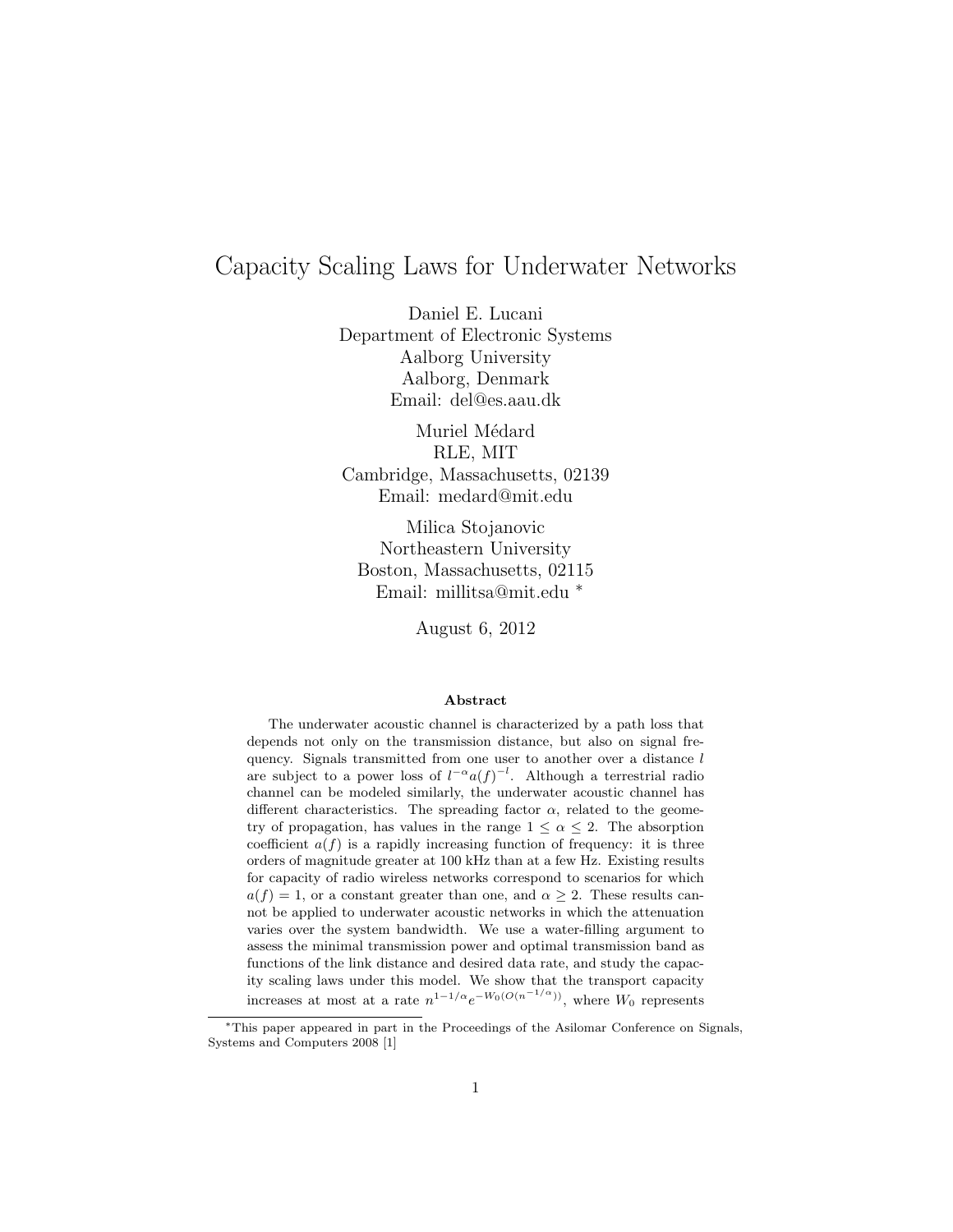# Capacity Scaling Laws for Underwater Networks

Daniel E. Lucani
Department of Electronic Systems
Aalborg University
Aalborg, Denmark
Email: del@es.aau.dk

Muriel Médard
RLE, MIT
Cambridge, Massachusetts, 02139
Email: medard@mit.edu

Milica Stojanovic
Northeastern University
Boston, Massachusetts, 02115
Email: millitsa@mit.edu *

August 6, 2012

### Abstract

The underwater acoustic channel is characterized by a path loss that depends not only on the transmission distance, but also on signal frequency. Signals transmitted from one user to another over a distance $l$ are subject to a power loss of $l^{-\alpha}a(f)^{-l}$. Although a terrestrial radio channel can be modeled similarly, the underwater acoustic channel has different characteristics. The spreading factor $\alpha$, related to the geometry of propagation, has values in the range $1 \leq \alpha \leq 2$. The absorption coefficient $a(f)$ is a rapidly increasing function of frequency: it is three orders of magnitude greater at 100 kHz than at a few Hz. Existing results for capacity of radio wireless networks correspond to scenarios for which $a(f) = 1$, or a constant greater than one, and $\alpha \geq 2$. These results cannot be applied to underwater acoustic networks in which the attenuation varies over the system bandwidth. We use a water-filling argument to assess the minimal transmission power and optimal transmission band as functions of the link distance and desired data rate, and study the capacity scaling laws under this model. We show that the transport capacity increases at most at a rate $n^{1-1/\alpha}e^{-W_0(O(n^{-1/\alpha}))}$, where $W_0$ represents

---

*This paper appeared in part in the Proceedings of the Asilomar Conference on Signals, Systems and Computers 2008 [1]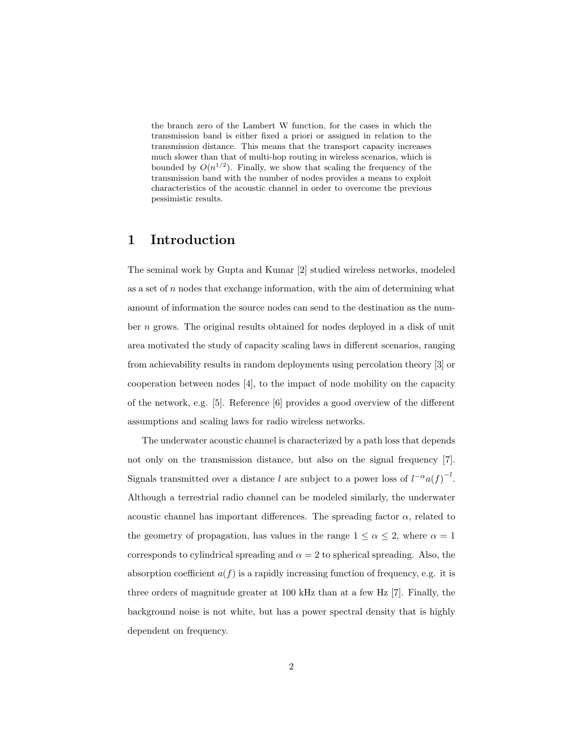the branch zero of the Lambert W function, for the cases in which the transmission band is either fixed a priori or assigned in relation to the transmission distance. This means that the transport capacity increases much slower than that of multi-hop routing in wireless scenarios, which is bounded by $O(n^{1/2})$. Finally, we show that scaling the frequency of the transmission band with the number of nodes provides a means to exploit characteristics of the acoustic channel in order to overcome the previous pessimistic results.

# 1 Introduction

The seminal work by Gupta and Kumar [2] studied wireless networks, modeled as a set of $n$ nodes that exchange information, with the aim of determining what amount of information the source nodes can send to the destination as the number $n$ grows. The original results obtained for nodes deployed in a disk of unit area motivated the study of capacity scaling laws in different scenarios, ranging from achievability results in random deployments using percolation theory [3] or cooperation between nodes [4], to the impact of node mobility on the capacity of the network, e.g. [5]. Reference [6] provides a good overview of the different assumptions and scaling laws for radio wireless networks.

The underwater acoustic channel is characterized by a path loss that depends not only on the transmission distance, but also on the signal frequency [7]. Signals transmitted over a distance $l$ are subject to a power loss of $l^{-\alpha}a(f)^{-l}$. Although a terrestrial radio channel can be modeled similarly, the underwater acoustic channel has important differences. The spreading factor $\alpha$, related to the geometry of propagation, has values in the range $1 \leq \alpha \leq 2$, where $\alpha = 1$ corresponds to cylindrical spreading and $\alpha = 2$ to spherical spreading. Also, the absorption coefficient $a(f)$ is a rapidly increasing function of frequency, e.g. it is three orders of magnitude greater at 100 kHz than at a few Hz [7]. Finally, the background noise is not white, but has a power spectral density that is highly dependent on frequency.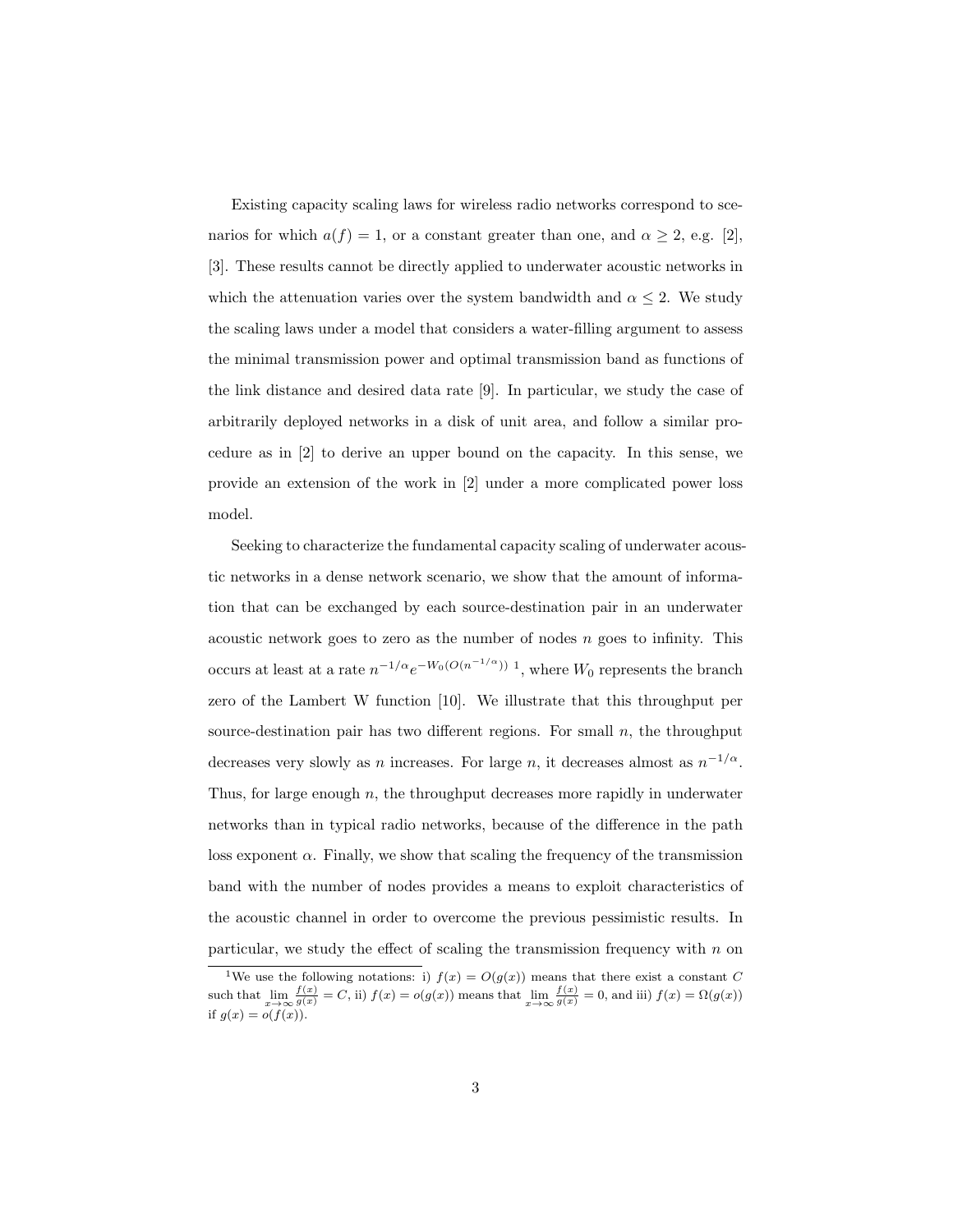Existing capacity scaling laws for wireless radio networks correspond to scenarios for which $a(f) = 1$, or a constant greater than one, and $\alpha \geq 2$, e.g. [2], [3]. These results cannot be directly applied to underwater acoustic networks in which the attenuation varies over the system bandwidth and $\alpha \leq 2$. We study the scaling laws under a model that considers a water-filling argument to assess the minimal transmission power and optimal transmission band as functions of the link distance and desired data rate [9]. In particular, we study the case of arbitrarily deployed networks in a disk of unit area, and follow a similar procedure as in [2] to derive an upper bound on the capacity. In this sense, we provide an extension of the work in [2] under a more complicated power loss model.

Seeking to characterize the fundamental capacity scaling of underwater acoustic networks in a dense network scenario, we show that the amount of information that can be exchanged by each source-destination pair in an underwater acoustic network goes to zero as the number of nodes $n$ goes to infinity. This occurs at least at a rate $n^{-1/\alpha}e^{-W_0(O(n^{-1/\alpha}))}$ [1], where $W_0$ represents the branch zero of the Lambert W function [10]. We illustrate that this throughput per source-destination pair has two different regions. For small $n$, the throughput decreases very slowly as $n$ increases. For large $n$, it decreases almost as $n^{-1/\alpha}$. Thus, for large enough $n$, the throughput decreases more rapidly in underwater networks than in typical radio networks, because of the difference in the path loss exponent $\alpha$. Finally, we show that scaling the frequency of the transmission band with the number of nodes provides a means to exploit characteristics of the acoustic channel in order to overcome the previous pessimistic results. In particular, we study the effect of scaling the transmission frequency with $n$ on

[1] We use the following notations: i) $f(x) = O(g(x))$ means that there exist a constant $C$ such that $\lim_{x\to\infty} \frac{f(x)}{g(x)} = C$, ii) $f(x) = o(g(x))$ means that $\lim_{x\to\infty} \frac{f(x)}{g(x)} = 0$, and iii) $f(x) = \Omega(g(x))$ if $g(x) = o(f(x))$.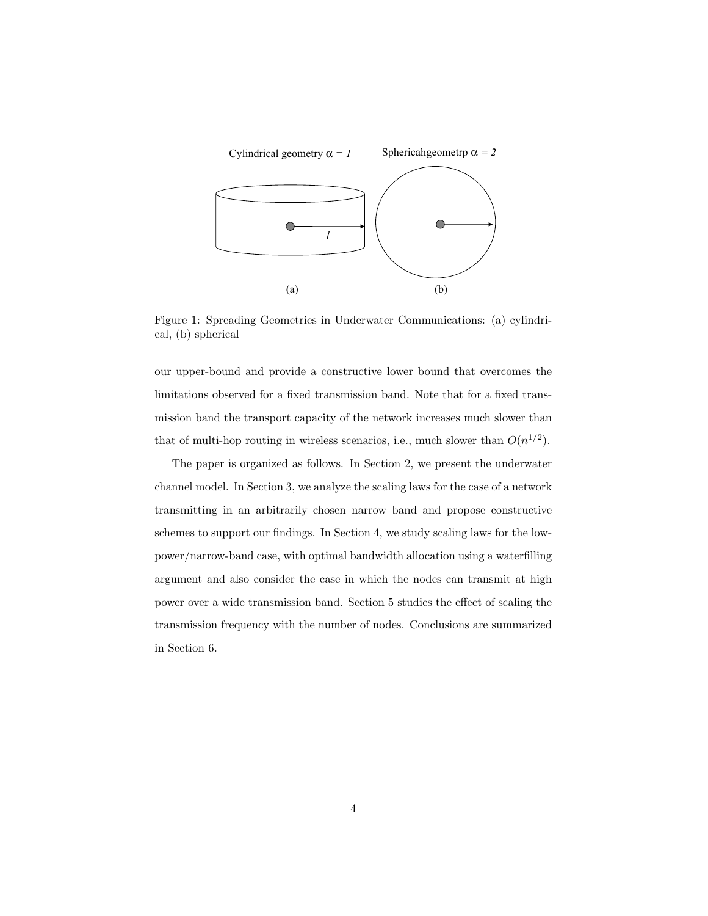Figure 1: Spreading Geometries in Underwater Communications: (a) cylindrical, (b) spherical

our upper-bound and provide a constructive lower bound that overcomes the limitations observed for a fixed transmission band. Note that for a fixed transmission band the transport capacity of the network increases much slower than that of multi-hop routing in wireless scenarios, i.e., much slower than $O(n^{1/2})$.

The paper is organized as follows. In Section 2, we present the underwater channel model. In Section 3, we analyze the scaling laws for the case of a network transmitting in an arbitrarily chosen narrow band and propose constructive schemes to support our findings. In Section 4, we study scaling laws for the low-power/narrow-band case, with optimal bandwidth allocation using a waterfilling argument and also consider the case in which the nodes can transmit at high power over a wide transmission band. Section 5 studies the effect of scaling the transmission frequency with the number of nodes. Conclusions are summarized in Section 6.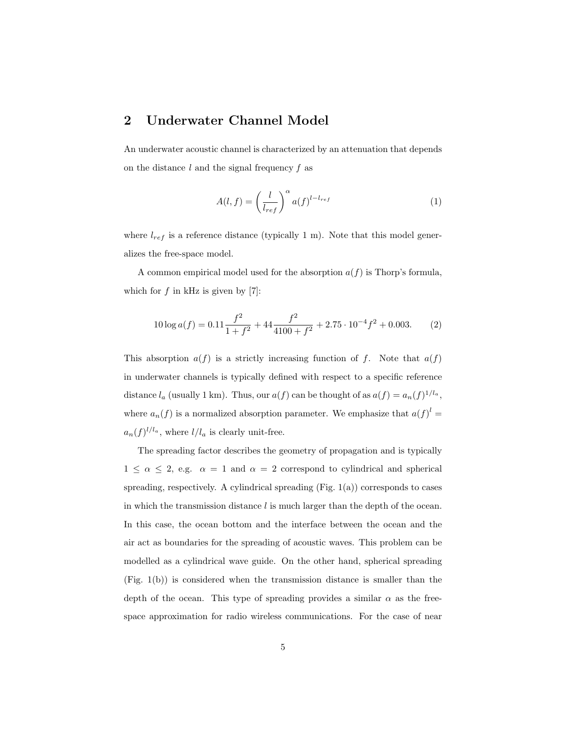## 2 Underwater Channel Model

An underwater acoustic channel is characterized by an attenuation that depends on the distance $l$ and the signal frequency $f$ as

$$A(l, f) = \left(\frac{l}{l_{ref}}\right)^{\alpha} a(f)^{l - l_{ref}} \tag{1}$$

where $l_{ref}$ is a reference distance (typically 1 m). Note that this model generalizes the free-space model.

A common empirical model used for the absorption $a(f)$ is Thorp's formula, which for $f$ in kHz is given by [7]:

$$10 \log a(f) = 0.11 \frac{f^2}{1 + f^2} + 44 \frac{f^2}{4100 + f^2} + 2.75 \cdot 10^{-4} f^2 + 0.003. \tag{2}$$

This absorption $a(f)$ is a strictly increasing function of $f$. Note that $a(f)$ in underwater channels is typically defined with respect to a specific reference distance $l_a$ (usually 1 km). Thus, our $a(f)$ can be thought of as $a(f) = a_n(f)^{1/l_a}$, where $a_n(f)$ is a normalized absorption parameter. We emphasize that $a(f)^l = a_n(f)^{l/l_a}$, where $l/l_a$ is clearly unit-free.

The spreading factor describes the geometry of propagation and is typically $1 \leq \alpha \leq 2$, e.g. $\alpha = 1$ and $\alpha = 2$ correspond to cylindrical and spherical spreading, respectively. A cylindrical spreading (Fig. 1(a)) corresponds to cases in which the transmission distance $l$ is much larger than the depth of the ocean. In this case, the ocean bottom and the interface between the ocean and the air act as boundaries for the spreading of acoustic waves. This problem can be modelled as a cylindrical wave guide. On the other hand, spherical spreading (Fig. 1(b)) is considered when the transmission distance is smaller than the depth of the ocean. This type of spreading provides a similar $\alpha$ as the free-space approximation for radio wireless communications. For the case of near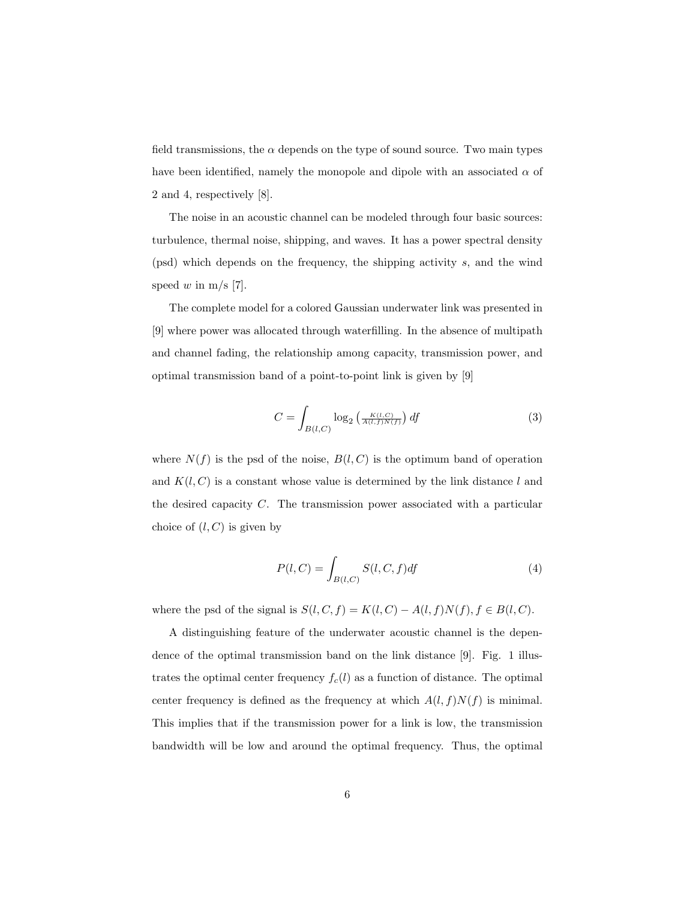field transmissions, the $\alpha$ depends on the type of sound source. Two main types have been identified, namely the monopole and dipole with an associated $\alpha$ of 2 and 4, respectively [8].

The noise in an acoustic channel can be modeled through four basic sources: turbulence, thermal noise, shipping, and waves. It has a power spectral density (psd) which depends on the frequency, the shipping activity $s$, and the wind speed $w$ in m/s [7].

The complete model for a colored Gaussian underwater link was presented in [9] where power was allocated through waterfilling. In the absence of multipath and channel fading, the relationship among capacity, transmission power, and optimal transmission band of a point-to-point link is given by [9]

$$C = \int_{B(l,C)} \log_2 \left( \tfrac{K(l,C)}{A(l,f)N(f)} \right) df \tag{3}$$

where $N(f)$ is the psd of the noise, $B(l,C)$ is the optimum band of operation and $K(l,C)$ is a constant whose value is determined by the link distance $l$ and the desired capacity $C$. The transmission power associated with a particular choice of $(l,C)$ is given by

$$P(l,C) = \int_{B(l,C)} S(l,C,f) df \tag{4}$$

where the psd of the signal is $S(l,C,f) = K(l,C) - A(l,f)N(f), f \in B(l,C)$.

A distinguishing feature of the underwater acoustic channel is the dependence of the optimal transmission band on the link distance [9]. Fig. 1 illustrates the optimal center frequency $f_c(l)$ as a function of distance. The optimal center frequency is defined as the frequency at which $A(l,f)N(f)$ is minimal. This implies that if the transmission power for a link is low, the transmission bandwidth will be low and around the optimal frequency. Thus, the optimal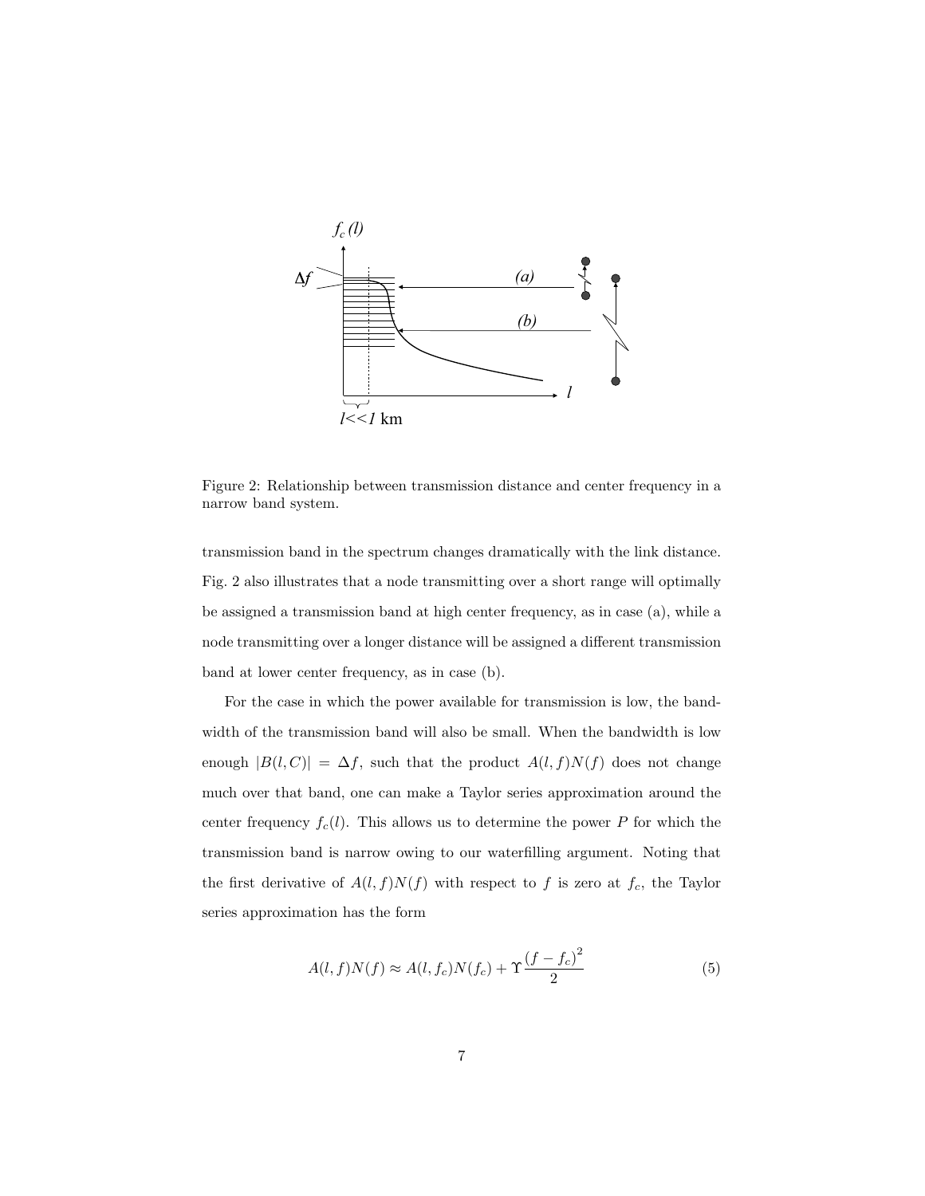Figure 2: Relationship between transmission distance and center frequency in a narrow band system.

transmission band in the spectrum changes dramatically with the link distance. Fig. 2 also illustrates that a node transmitting over a short range will optimally be assigned a transmission band at high center frequency, as in case (a), while a node transmitting over a longer distance will be assigned a different transmission band at lower center frequency, as in case (b).

For the case in which the power available for transmission is low, the bandwidth of the transmission band will also be small. When the bandwidth is low enough $|B(l,C)| = \Delta f$, such that the product $A(l,f)N(f)$ does not change much over that band, one can make a Taylor series approximation around the center frequency $f_c(l)$. This allows us to determine the power $P$ for which the transmission band is narrow owing to our waterfilling argument. Noting that the first derivative of $A(l,f)N(f)$ with respect to $f$ is zero at $f_c$, the Taylor series approximation has the form

$$A(l,f)N(f) \approx A(l,f_c)N(f_c) + \Upsilon \frac{(f-f_c)^2}{2} \tag{5}$$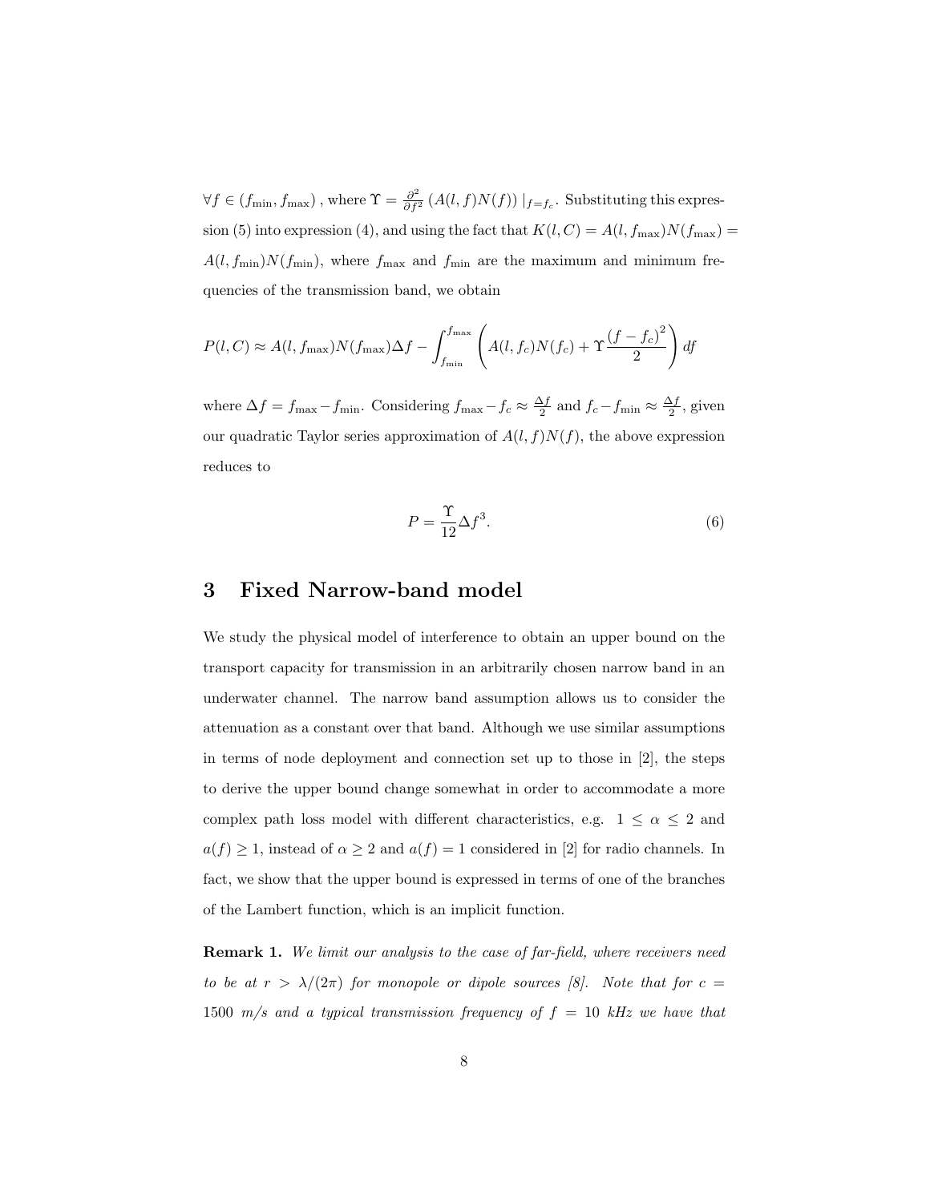$\forall f \in (f_{\min}, f_{\max})$ , where $\Upsilon = \frac{\partial^2}{\partial f^2}\left(A(l,f)N(f)\right)|_{f=f_c}$. Substituting this expression (5) into expression (4), and using the fact that $K(l,C) = A(l, f_{\max})N(f_{\max}) = A(l, f_{\min})N(f_{\min})$, where $f_{\max}$ and $f_{\min}$ are the maximum and minimum frequencies of the transmission band, we obtain

$$P(l,C) \approx A(l, f_{\max})N(f_{\max})\Delta f - \int_{f_{\min}}^{f_{\max}} \left( A(l, f_c)N(f_c) + \Upsilon \frac{(f-f_c)^2}{2} \right) df$$

where $\Delta f = f_{\max} - f_{\min}$. Considering $f_{\max} - f_c \approx \frac{\Delta f}{2}$ and $f_c - f_{\min} \approx \frac{\Delta f}{2}$, given our quadratic Taylor series approximation of $A(l,f)N(f)$, the above expression reduces to

$$P = \frac{\Upsilon}{12}\Delta f^3. \tag{6}$$

## 3 Fixed Narrow-band model

We study the physical model of interference to obtain an upper bound on the transport capacity for transmission in an arbitrarily chosen narrow band in an underwater channel. The narrow band assumption allows us to consider the attenuation as a constant over that band. Although we use similar assumptions in terms of node deployment and connection set up to those in [2], the steps to derive the upper bound change somewhat in order to accommodate a more complex path loss model with different characteristics, e.g. $1 \leq \alpha \leq 2$ and $a(f) \geq 1$, instead of $\alpha \geq 2$ and $a(f) = 1$ considered in [2] for radio channels. In fact, we show that the upper bound is expressed in terms of one of the branches of the Lambert function, which is an implicit function.

**Remark 1.** *We limit our analysis to the case of far-field, where receivers need to be at $r > \lambda/(2\pi)$ for monopole or dipole sources [8]. Note that for $c = 1500$ m/s and a typical transmission frequency of $f = 10$ kHz we have that*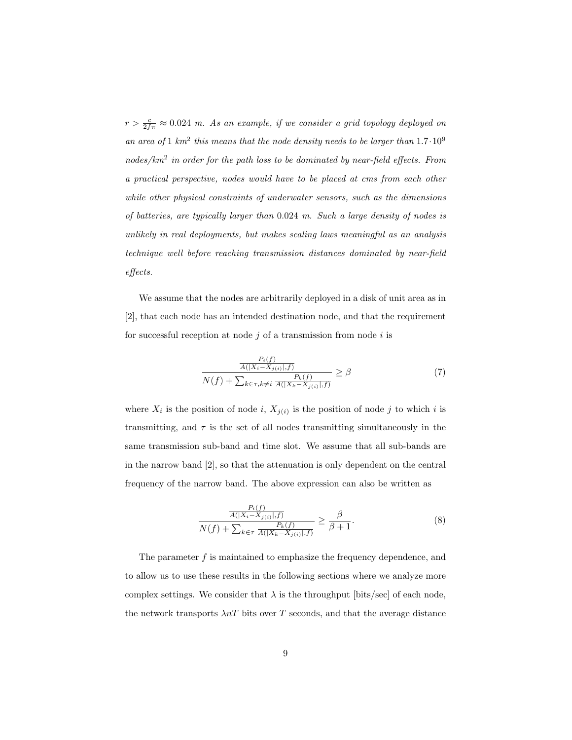*$r > \frac{c}{2f\pi} \approx 0.024$ m. As an example, if we consider a grid topology deployed on an area of $1$ km$^2$ this means that the node density needs to be larger than $1.7 \cdot 10^9$ nodes/km$^2$ in order for the path loss to be dominated by near-field effects. From a practical perspective, nodes would have to be placed at cms from each other while other physical constraints of underwater sensors, such as the dimensions of batteries, are typically larger than $0.024$ m. Such a large density of nodes is unlikely in real deployments, but makes scaling laws meaningful as an analysis technique well before reaching transmission distances dominated by near-field effects.*

We assume that the nodes are arbitrarily deployed in a disk of unit area as in [2], that each node has an intended destination node, and that the requirement for successful reception at node $j$ of a transmission from node $i$ is

$$\frac{\frac{P_i(f)}{A(|X_i - X_{j(i)}|, f)}}{N(f) + \sum_{k \in \tau, k \neq i} \frac{P_k(f)}{A(|X_k - X_{j(i)}|, f)}} \geq \beta \tag{7}$$

where $X_i$ is the position of node $i$, $X_{j(i)}$ is the position of node $j$ to which $i$ is transmitting, and $\tau$ is the set of all nodes transmitting simultaneously in the same transmission sub-band and time slot. We assume that all sub-bands are in the narrow band [2], so that the attenuation is only dependent on the central frequency of the narrow band. The above expression can also be written as

$$\frac{\frac{P_i(f)}{A(|X_i - X_{j(i)}|, f)}}{N(f) + \sum_{k \in \tau} \frac{P_k(f)}{A(|X_k - X_{j(i)}|, f)}} \geq \frac{\beta}{\beta + 1}. \tag{8}$$

The parameter $f$ is maintained to emphasize the frequency dependence, and to allow us to use these results in the following sections where we analyze more complex settings. We consider that $\lambda$ is the throughput [bits/sec] of each node, the network transports $\lambda n T$ bits over $T$ seconds, and that the average distance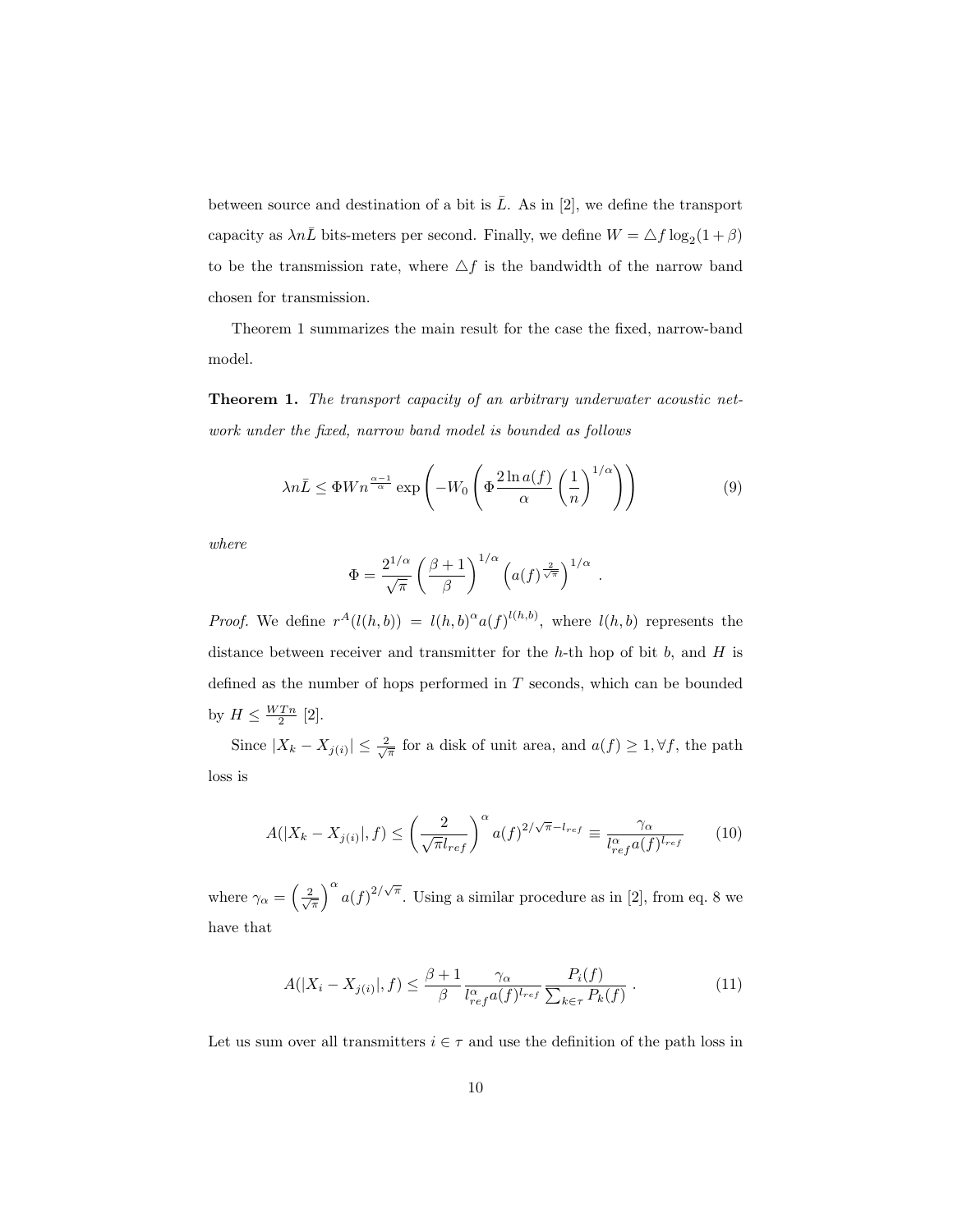between source and destination of a bit is $\bar{L}$. As in [2], we define the transport capacity as $\lambda n\bar{L}$ bits-meters per second. Finally, we define $W = \triangle f \log_2(1+\beta)$ to be the transmission rate, where $\triangle f$ is the bandwidth of the narrow band chosen for transmission.

Theorem 1 summarizes the main result for the case the fixed, narrow-band model.

**Theorem 1.** *The transport capacity of an arbitrary underwater acoustic network under the fixed, narrow band model is bounded as follows*

$$\lambda n\bar{L} \leq \Phi W n^{\frac{\alpha-1}{\alpha}} \exp\left(-W_0\left(\Phi\frac{2\ln a(f)}{\alpha}\left(\frac{1}{n}\right)^{1/\alpha}\right)\right) \tag{9}$$

*where*

$$\Phi = \frac{2^{1/\alpha}}{\sqrt{\pi}}\left(\frac{\beta+1}{\beta}\right)^{1/\alpha}\left(a(f)^{\frac{2}{\sqrt{\pi}}}\right)^{1/\alpha}.$$

*Proof.* We define $r^A(l(h,b)) = l(h,b)^{\alpha}a(f)^{l(h,b)}$, where $l(h,b)$ represents the distance between receiver and transmitter for the $h$-th hop of bit $b$, and $H$ is defined as the number of hops performed in $T$ seconds, which can be bounded by $H \leq \frac{WTn}{2}$ [2].

Since $|X_k - X_{j(i)}| \leq \frac{2}{\sqrt{\pi}}$ for a disk of unit area, and $a(f) \geq 1, \forall f$, the path loss is

$$A(|X_k - X_{j(i)}|, f) \leq \left(\frac{2}{\sqrt{\pi}l_{ref}}\right)^{\alpha} a(f)^{2/\sqrt{\pi}-l_{ref}} \equiv \frac{\gamma_\alpha}{l_{ref}^{\alpha}a(f)^{l_{ref}}} \tag{10}$$

where $\gamma_\alpha = \left(\frac{2}{\sqrt{\pi}}\right)^{\alpha} a(f)^{2/\sqrt{\pi}}$. Using a similar procedure as in [2], from eq. 8 we have that

$$A(|X_i - X_{j(i)}|, f) \leq \frac{\beta+1}{\beta}\frac{\gamma_\alpha}{l_{ref}^{\alpha}a(f)^{l_{ref}}}\frac{P_i(f)}{\sum_{k\in\tau}P_k(f)}. \tag{11}$$

Let us sum over all transmitters $i \in \tau$ and use the definition of the path loss in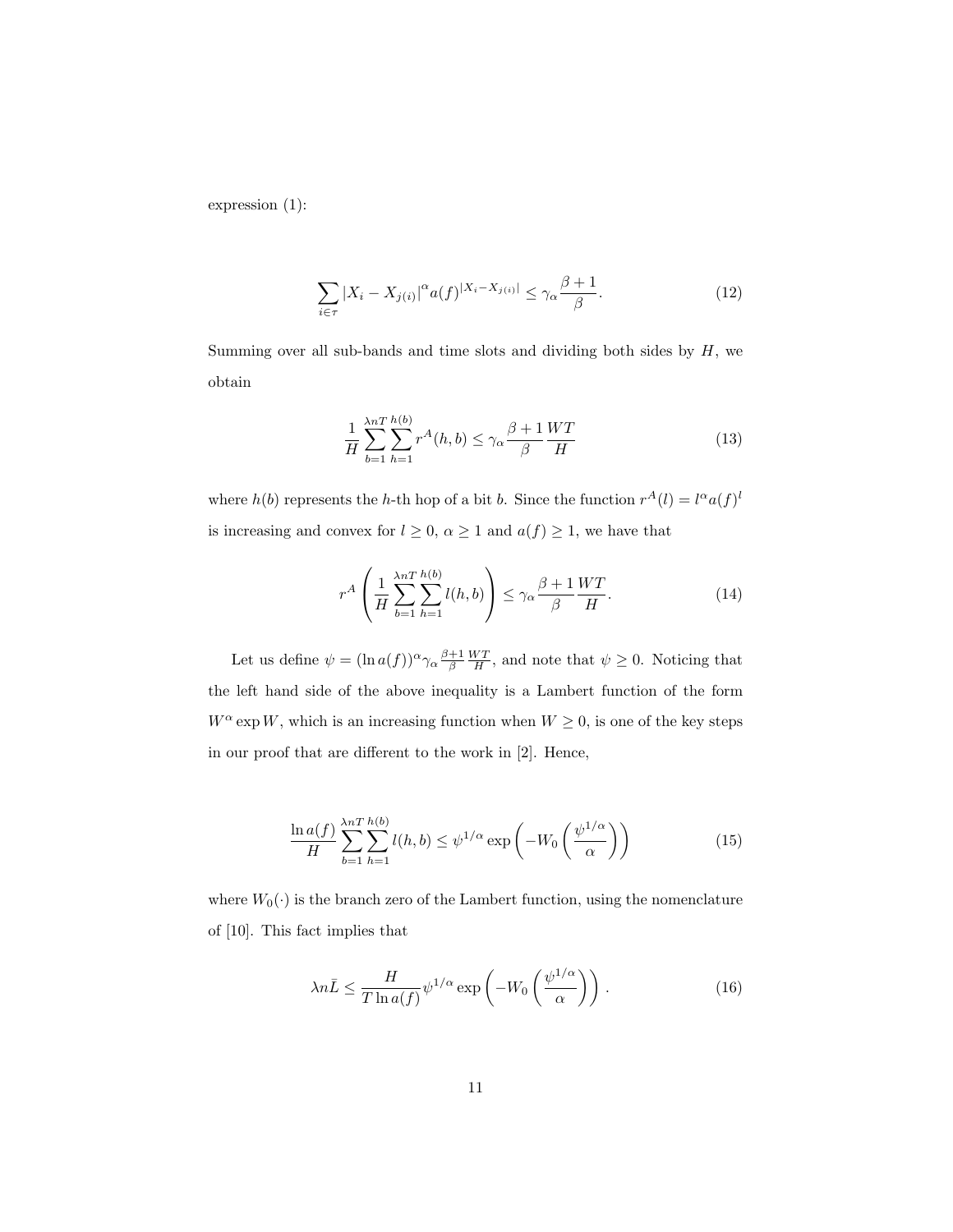expression (1):

$$\sum_{i\in\tau} |X_i - X_{j(i)}|^{\alpha} a(f)^{|X_i - X_{j(i)}|} \leq \gamma_\alpha \frac{\beta+1}{\beta}. \tag{12}$$

Summing over all sub-bands and time slots and dividing both sides by $H$, we obtain

$$\frac{1}{H}\sum_{b=1}^{\lambda nT}\sum_{h=1}^{h(b)} r^A(h,b) \leq \gamma_\alpha \frac{\beta+1}{\beta}\frac{WT}{H} \tag{13}$$

where $h(b)$ represents the $h$-th hop of a bit $b$. Since the function $r^A(l) = l^\alpha a(f)^l$ is increasing and convex for $l \geq 0$, $\alpha \geq 1$ and $a(f) \geq 1$, we have that

$$r^A\left(\frac{1}{H}\sum_{b=1}^{\lambda nT}\sum_{h=1}^{h(b)} l(h,b)\right) \leq \gamma_\alpha \frac{\beta+1}{\beta}\frac{WT}{H}. \tag{14}$$

Let us define $\psi = (\ln a(f))^\alpha \gamma_\alpha \frac{\beta+1}{\beta}\frac{WT}{H}$, and note that $\psi \geq 0$. Noticing that the left hand side of the above inequality is a Lambert function of the form $W^\alpha \exp W$, which is an increasing function when $W \geq 0$, is one of the key steps in our proof that are different to the work in [2]. Hence,

$$\frac{\ln a(f)}{H}\sum_{b=1}^{\lambda nT}\sum_{h=1}^{h(b)} l(h,b) \leq \psi^{1/\alpha}\exp\left(-W_0\left(\frac{\psi^{1/\alpha}}{\alpha}\right)\right) \tag{15}$$

where $W_0(\cdot)$ is the branch zero of the Lambert function, using the nomenclature of [10]. This fact implies that

$$\lambda n\bar{L} \leq \frac{H}{T\ln a(f)}\psi^{1/\alpha}\exp\left(-W_0\left(\frac{\psi^{1/\alpha}}{\alpha}\right)\right). \tag{16}$$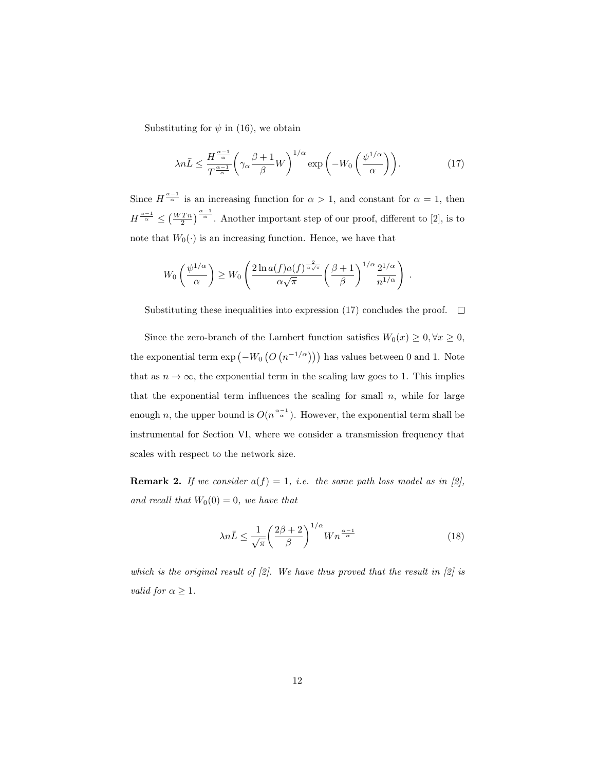Substituting for $\psi$ in (16), we obtain

$$\lambda n \bar{L} \leq \frac{H^{\frac{\alpha-1}{\alpha}}}{T^{\frac{\alpha-1}{\alpha}}} \left( \gamma_\alpha \frac{\beta+1}{\beta} W \right)^{1/\alpha} \exp\left( -W_0 \left( \frac{\psi^{1/\alpha}}{\alpha} \right) \right). \tag{17}$$

Since $H^{\frac{\alpha-1}{\alpha}}$ is an increasing function for $\alpha > 1$, and constant for $\alpha = 1$, then $H^{\frac{\alpha-1}{\alpha}} \leq \left(\frac{WTn}{2}\right)^{\frac{\alpha-1}{\alpha}}$. Another important step of our proof, different to [2], is to note that $W_0(\cdot)$ is an increasing function. Hence, we have that

$$W_0 \left( \frac{\psi^{1/\alpha}}{\alpha} \right) \geq W_0 \left( \frac{2 \ln a(f) a(f)^{\frac{2}{\alpha\sqrt{\pi}}}}{\alpha \sqrt{\pi}} \left( \frac{\beta+1}{\beta} \right)^{1/\alpha} \frac{2^{1/\alpha}}{n^{1/\alpha}} \right) .$$

Substituting these inequalities into expression (17) concludes the proof. $\square$

Since the zero-branch of the Lambert function satisfies $W_0(x) \geq 0, \forall x \geq 0$, the exponential term $\exp\left(-W_0\left(O\left(n^{-1/\alpha}\right)\right)\right)$ has values between 0 and 1. Note that as $n \to \infty$, the exponential term in the scaling law goes to 1. This implies that the exponential term influences the scaling for small $n$, while for large enough $n$, the upper bound is $O(n^{\frac{\alpha-1}{\alpha}})$. However, the exponential term shall be instrumental for Section VI, where we consider a transmission frequency that scales with respect to the network size.

**Remark 2.** *If we consider $a(f) = 1$, i.e. the same path loss model as in [2], and recall that $W_0(0) = 0$, we have that*

$$\lambda n \bar{L} \leq \frac{1}{\sqrt{\pi}} \left( \frac{2\beta+2}{\beta} \right)^{1/\alpha} W n^{\frac{\alpha-1}{\alpha}} \tag{18}$$

*which is the original result of [2]. We have thus proved that the result in [2] is valid for $\alpha \geq 1$.*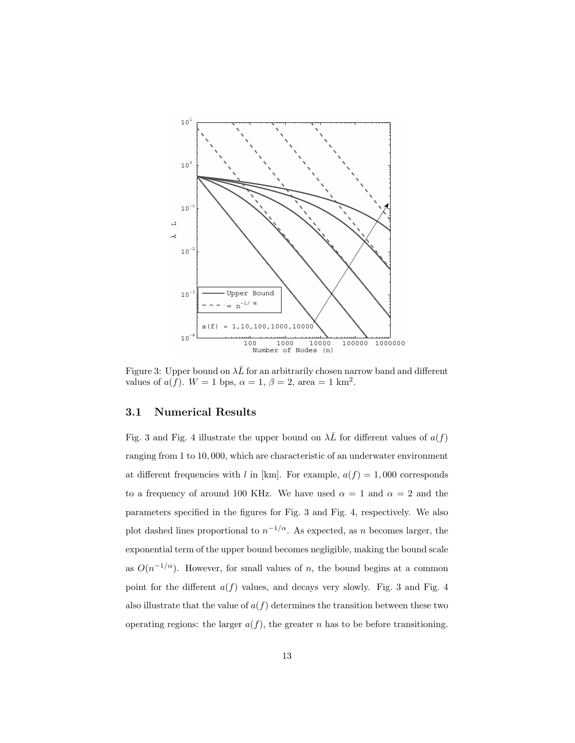Figure 3: Upper bound on $\lambda\bar{L}$ for an arbitrarily chosen narrow band and different values of $a(f)$. $W = 1$ bps, $\alpha = 1$, $\beta = 2$, area = 1 km$^2$.

### 3.1 Numerical Results

Fig. 3 and Fig. 4 illustrate the upper bound on $\lambda\bar{L}$ for different values of $a(f)$ ranging from 1 to 10,000, which are characteristic of an underwater environment at different frequencies with $l$ in [km]. For example, $a(f) = 1,000$ corresponds to a frequency of around 100 KHz. We have used $\alpha = 1$ and $\alpha = 2$ and the parameters specified in the figures for Fig. 3 and Fig. 4, respectively. We also plot dashed lines proportional to $n^{-1/\alpha}$. As expected, as $n$ becomes larger, the exponential term of the upper bound becomes negligible, making the bound scale as $O(n^{-1/\alpha})$. However, for small values of $n$, the bound begins at a common point for the different $a(f)$ values, and decays very slowly. Fig. 3 and Fig. 4 also illustrate that the value of $a(f)$ determines the transition between these two operating regions: the larger $a(f)$, the greater $n$ has to be before transitioning.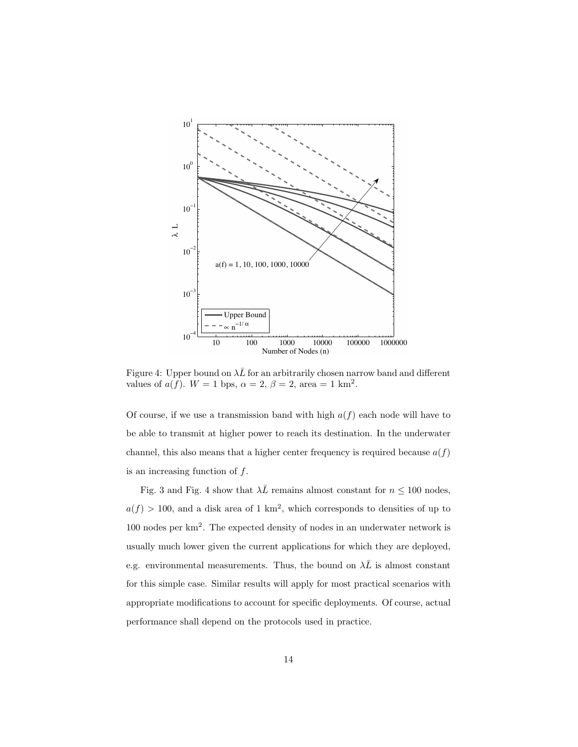Figure 4: Upper bound on $\lambda\bar{L}$ for an arbitrarily chosen narrow band and different values of $a(f)$. $W = 1$ bps, $\alpha = 2$, $\beta = 2$, area = 1 km$^2$.

Of course, if we use a transmission band with high $a(f)$ each node will have to be able to transmit at higher power to reach its destination. In the underwater channel, this also means that a higher center frequency is required because $a(f)$ is an increasing function of $f$.

Fig. 3 and Fig. 4 show that $\lambda\bar{L}$ remains almost constant for $n \leq 100$ nodes, $a(f) > 100$, and a disk area of 1 km$^2$, which corresponds to densities of up to 100 nodes per km$^2$. The expected density of nodes in an underwater network is usually much lower given the current applications for which they are deployed, e.g. environmental measurements. Thus, the bound on $\lambda\bar{L}$ is almost constant for this simple case. Similar results will apply for most practical scenarios with appropriate modifications to account for specific deployments. Of course, actual performance shall depend on the protocols used in practice.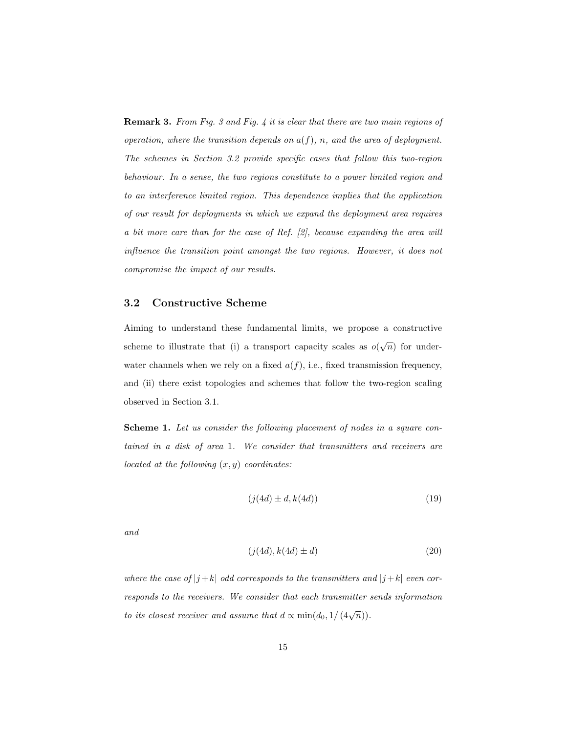**Remark 3.** *From Fig. 3 and Fig. 4 it is clear that there are two main regions of operation, where the transition depends on $a(f)$, $n$, and the area of deployment. The schemes in Section 3.2 provide specific cases that follow this two-region behaviour. In a sense, the two regions constitute to a power limited region and to an interference limited region. This dependence implies that the application of our result for deployments in which we expand the deployment area requires a bit more care than for the case of Ref. [2], because expanding the area will influence the transition point amongst the two regions. However, it does not compromise the impact of our results.*

## 3.2 Constructive Scheme

Aiming to understand these fundamental limits, we propose a constructive scheme to illustrate that (i) a transport capacity scales as $o(\sqrt{n})$ for underwater channels when we rely on a fixed $a(f)$, i.e., fixed transmission frequency, and (ii) there exist topologies and schemes that follow the two-region scaling observed in Section 3.1.

**Scheme 1.** *Let us consider the following placement of nodes in a square contained in a disk of area 1. We consider that transmitters and receivers are located at the following $(x, y)$ coordinates:*

$$(j(4d) \pm d, k(4d)) \tag{19}$$

*and*

$$(j(4d), k(4d) \pm d) \tag{20}$$

*where the case of $|j+k|$ odd corresponds to the transmitters and $|j+k|$ even corresponds to the receivers. We consider that each transmitter sends information to its closest receiver and assume that $d \propto \min(d_0, 1/(4\sqrt{n}))$.*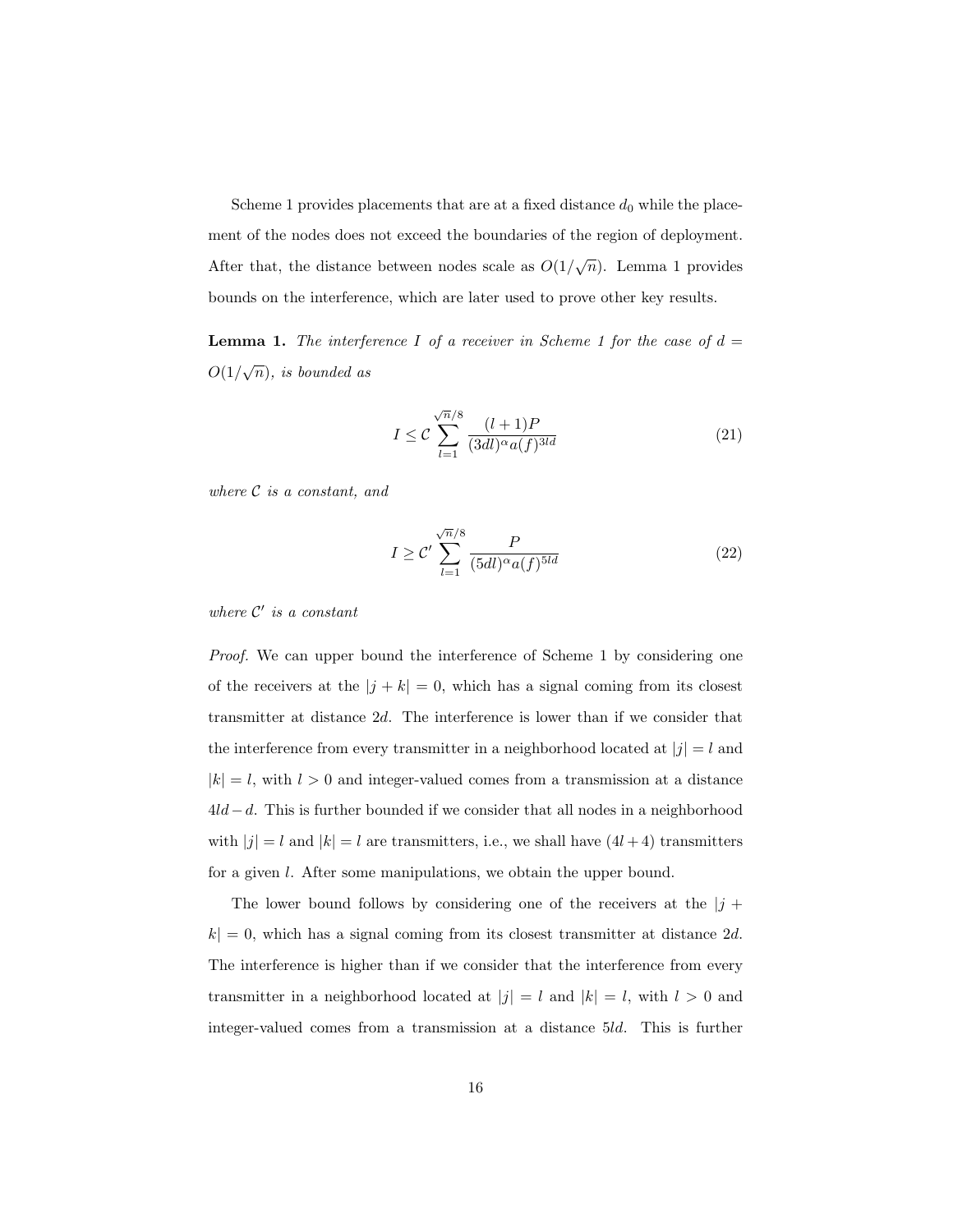Scheme 1 provides placements that are at a fixed distance $d_0$ while the placement of the nodes does not exceed the boundaries of the region of deployment. After that, the distance between nodes scale as $O(1/\sqrt{n})$. Lemma 1 provides bounds on the interference, which are later used to prove other key results.

**Lemma 1.** *The interference $I$ of a receiver in Scheme 1 for the case of $d = O(1/\sqrt{n})$, is bounded as*

$$I \leq \mathcal{C} \sum_{l=1}^{\sqrt{n}/8} \frac{(l+1)P}{(3dl)^{\alpha} a(f)^{3ld}} \tag{21}$$

*where $\mathcal{C}$ is a constant, and*

$$I \geq \mathcal{C}' \sum_{l=1}^{\sqrt{n}/8} \frac{P}{(5dl)^{\alpha} a(f)^{5ld}} \tag{22}$$

*where $\mathcal{C}'$ is a constant*

*Proof.* We can upper bound the interference of Scheme 1 by considering one of the receivers at the $|j+k| = 0$, which has a signal coming from its closest transmitter at distance $2d$. The interference is lower than if we consider that the interference from every transmitter in a neighborhood located at $|j| = l$ and $|k| = l$, with $l > 0$ and integer-valued comes from a transmission at a distance $4ld - d$. This is further bounded if we consider that all nodes in a neighborhood with $|j| = l$ and $|k| = l$ are transmitters, i.e., we shall have $(4l+4)$ transmitters for a given $l$. After some manipulations, we obtain the upper bound.

The lower bound follows by considering one of the receivers at the $|j + k| = 0$, which has a signal coming from its closest transmitter at distance $2d$. The interference is higher than if we consider that the interference from every transmitter in a neighborhood located at $|j| = l$ and $|k| = l$, with $l > 0$ and integer-valued comes from a transmission at a distance $5ld$. This is further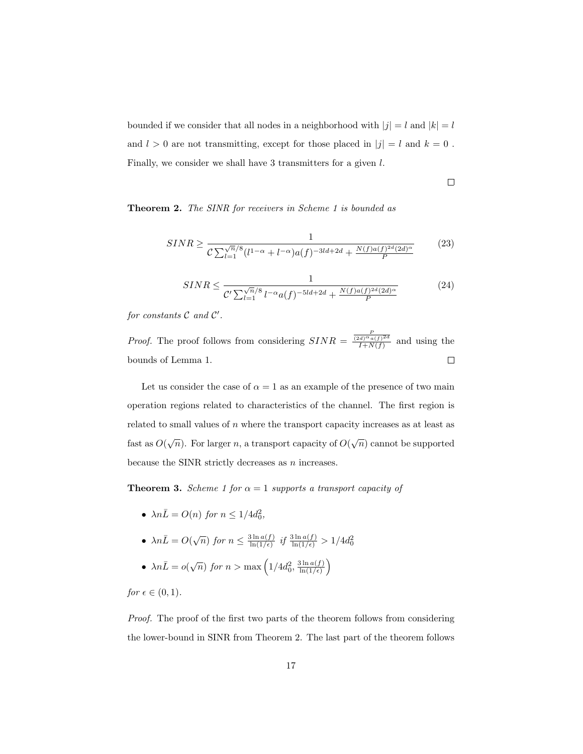bounded if we consider that all nodes in a neighborhood with $|j| = l$ and $|k| = l$ and $l > 0$ are not transmitting, except for those placed in $|j| = l$ and $k = 0$ . Finally, we consider we shall have 3 transmitters for a given $l$.

□

**Theorem 2.** *The SINR for receivers in Scheme 1 is bounded as*

$$SINR \geq \frac{1}{\mathcal{C} \sum_{l=1}^{\sqrt{n}/8} (l^{1-\alpha} + l^{-\alpha}) a(f)^{-3ld+2d} + \frac{N(f) a(f)^{2d} (2d)^{\alpha}}{P}} \tag{23}$$

$$SINR \leq \frac{1}{\mathcal{C}' \sum_{l=1}^{\sqrt{n}/8} l^{-\alpha} a(f)^{-5ld+2d} + \frac{N(f) a(f)^{2d} (2d)^{\alpha}}{P}} \tag{24}$$

*for constants $\mathcal{C}$ and $\mathcal{C}'$.*

*Proof.* The proof follows from considering $SINR = \frac{\frac{P}{(2d)^{\alpha} a(f)^{2d}}}{I + N(f)}$ and using the bounds of Lemma 1. □

Let us consider the case of $\alpha = 1$ as an example of the presence of two main operation regions related to characteristics of the channel. The first region is related to small values of $n$ where the transport capacity increases as at least as fast as $O(\sqrt{n})$. For larger $n$, a transport capacity of $O(\sqrt{n})$ cannot be supported because the SINR strictly decreases as $n$ increases.

**Theorem 3.** *Scheme 1 for $\alpha = 1$ supports a transport capacity of*

- $\lambda n \bar{L} = O(n)$ *for* $n \leq 1/4d_0^2$,
- $\lambda n \bar{L} = O(\sqrt{n})$ *for* $n \leq \frac{3 \ln a(f)}{\ln(1/\epsilon)}$ *if* $\frac{3 \ln a(f)}{\ln(1/\epsilon)} > 1/4d_0^2$
- $\lambda n \bar{L} = o(\sqrt{n})$ *for* $n > \max\left(1/4d_0^2, \frac{3 \ln a(f)}{\ln(1/\epsilon)}\right)$

*for* $\epsilon \in (0, 1)$.

*Proof.* The proof of the first two parts of the theorem follows from considering the lower-bound in SINR from Theorem 2. The last part of the theorem follows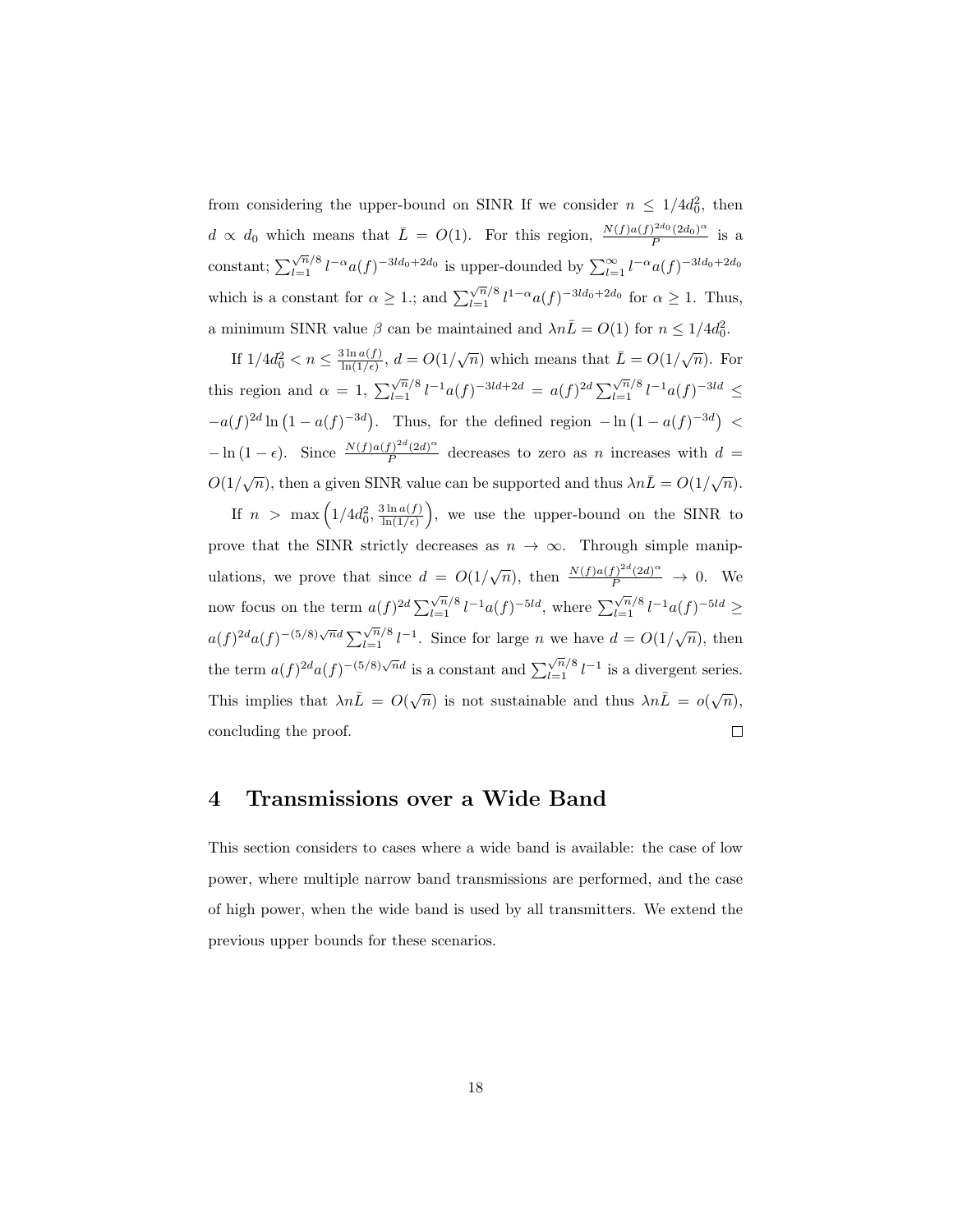from considering the upper-bound on SINR If we consider $n \leq 1/4d_0^2$, then $d \propto d_0$ which means that $\bar{L} = O(1)$. For this region, $\frac{N(f)a(f)^{2d_0}(2d_0)^{\alpha}}{P}$ is a constant; $\sum_{l=1}^{\sqrt{n}/8} l^{-\alpha} a(f)^{-3ld_0+2d_0}$ is upper-dounded by $\sum_{l=1}^{\infty} l^{-\alpha} a(f)^{-3ld_0+2d_0}$ which is a constant for $\alpha \geq 1$.; and $\sum_{l=1}^{\sqrt{n}/8} l^{1-\alpha} a(f)^{-3ld_0+2d_0}$ for $\alpha \geq 1$. Thus, a minimum SINR value $\beta$ can be maintained and $\lambda n \bar{L} = O(1)$ for $n \leq 1/4d_0^2$.

If $1/4d_0^2 < n \leq \frac{3 \ln a(f)}{\ln(1/\epsilon)}$, $d = O(1/\sqrt{n})$ which means that $\bar{L} = O(1/\sqrt{n})$. For this region and $\alpha = 1$, $\sum_{l=1}^{\sqrt{n}/8} l^{-1} a(f)^{-3ld+2d} = a(f)^{2d} \sum_{l=1}^{\sqrt{n}/8} l^{-1} a(f)^{-3ld} \leq -a(f)^{2d} \ln\left(1 - a(f)^{-3d}\right)$. Thus, for the defined region $-\ln\left(1 - a(f)^{-3d}\right) < -\ln(1-\epsilon)$. Since $\frac{N(f)a(f)^{2d}(2d)^{\alpha}}{P}$ decreases to zero as $n$ increases with $d = O(1/\sqrt{n})$, then a given SINR value can be supported and thus $\lambda n \bar{L} = O(1/\sqrt{n})$.

If $n > \max\left(1/4d_0^2, \frac{3 \ln a(f)}{\ln(1/\epsilon)}\right)$, we use the upper-bound on the SINR to prove that the SINR strictly decreases as $n \to \infty$. Through simple manipulations, we prove that since $d = O(1/\sqrt{n})$, then $\frac{N(f)a(f)^{2d}(2d)^{\alpha}}{P} \to 0$. We now focus on the term $a(f)^{2d} \sum_{l=1}^{\sqrt{n}/8} l^{-1} a(f)^{-5ld}$, where $\sum_{l=1}^{\sqrt{n}/8} l^{-1} a(f)^{-5ld} \geq a(f)^{2d} a(f)^{-(5/8)\sqrt{n}d} \sum_{l=1}^{\sqrt{n}/8} l^{-1}$. Since for large $n$ we have $d = O(1/\sqrt{n})$, then the term $a(f)^{2d} a(f)^{-(5/8)\sqrt{n}d}$ is a constant and $\sum_{l=1}^{\sqrt{n}/8} l^{-1}$ is a divergent series. This implies that $\lambda n \bar{L} = O(\sqrt{n})$ is not sustainable and thus $\lambda n \bar{L} = o(\sqrt{n})$, concluding the proof. □

# 4 Transmissions over a Wide Band

This section considers to cases where a wide band is available: the case of low power, where multiple narrow band transmissions are performed, and the case of high power, when the wide band is used by all transmitters. We extend the previous upper bounds for these scenarios.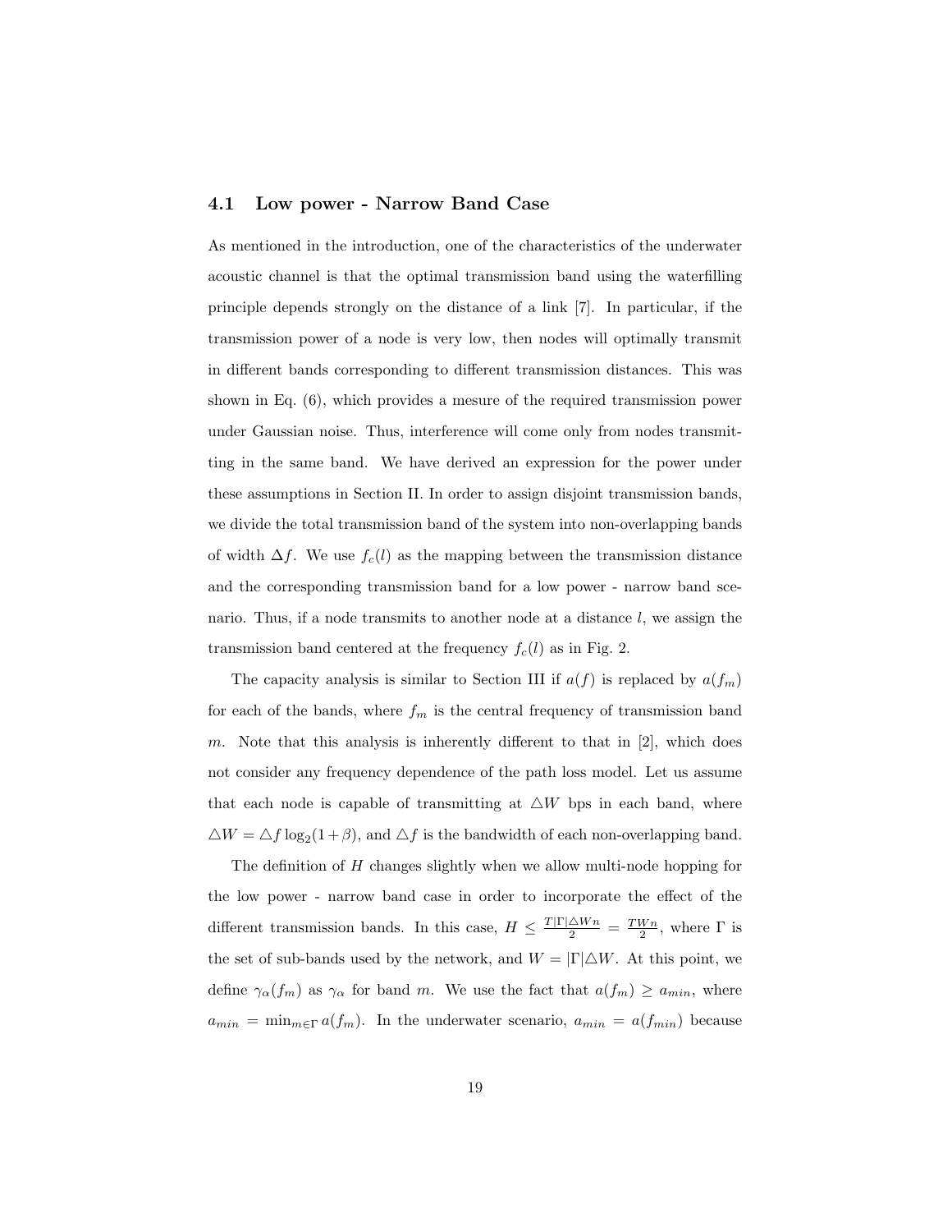### 4.1 Low power - Narrow Band Case

As mentioned in the introduction, one of the characteristics of the underwater acoustic channel is that the optimal transmission band using the waterfilling principle depends strongly on the distance of a link [7]. In particular, if the transmission power of a node is very low, then nodes will optimally transmit in different bands corresponding to different transmission distances. This was shown in Eq. (6), which provides a mesure of the required transmission power under Gaussian noise. Thus, interference will come only from nodes transmitting in the same band. We have derived an expression for the power under these assumptions in Section II. In order to assign disjoint transmission bands, we divide the total transmission band of the system into non-overlapping bands of width $\Delta f$. We use $f_c(l)$ as the mapping between the transmission distance and the corresponding transmission band for a low power - narrow band scenario. Thus, if a node transmits to another node at a distance $l$, we assign the transmission band centered at the frequency $f_c(l)$ as in Fig. 2.

The capacity analysis is similar to Section III if $a(f)$ is replaced by $a(f_m)$ for each of the bands, where $f_m$ is the central frequency of transmission band $m$. Note that this analysis is inherently different to that in [2], which does not consider any frequency dependence of the path loss model. Let us assume that each node is capable of transmitting at $\triangle W$ bps in each band, where $\triangle W = \triangle f \log_2(1+\beta)$, and $\triangle f$ is the bandwidth of each non-overlapping band.

The definition of $H$ changes slightly when we allow multi-node hopping for the low power - narrow band case in order to incorporate the effect of the different transmission bands. In this case, $H \leq \frac{T|\Gamma|\triangle W n}{2} = \frac{TWn}{2}$, where $\Gamma$ is the set of sub-bands used by the network, and $W = |\Gamma|\triangle W$. At this point, we define $\gamma_\alpha(f_m)$ as $\gamma_\alpha$ for band $m$. We use the fact that $a(f_m) \geq a_{min}$, where $a_{min} = \min_{m \in \Gamma} a(f_m)$. In the underwater scenario, $a_{min} = a(f_{min})$ because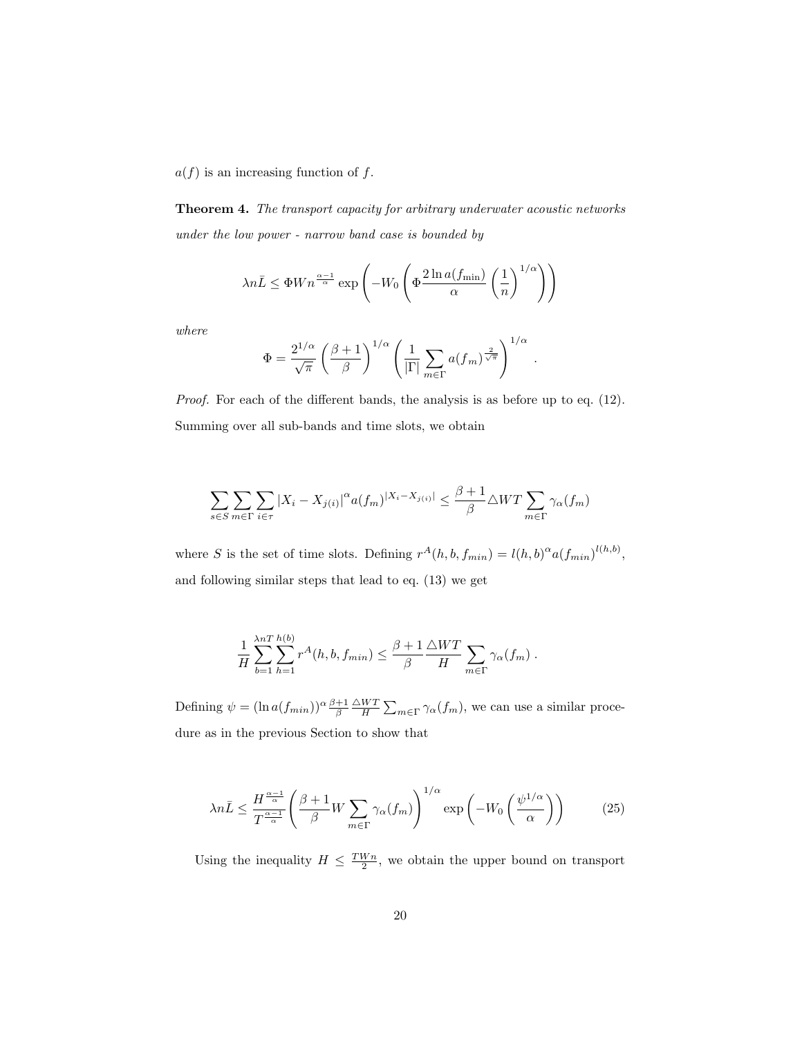$a(f)$ is an increasing function of $f$.

**Theorem 4.** *The transport capacity for arbitrary underwater acoustic networks under the low power - narrow band case is bounded by*

$$\lambda n \bar{L} \leq \Phi W n^{\frac{\alpha-1}{\alpha}} \exp\left(-W_0\left(\Phi \frac{2\ln a(f_{\min})}{\alpha}\left(\frac{1}{n}\right)^{1/\alpha}\right)\right)$$

*where*

$$\Phi = \frac{2^{1/\alpha}}{\sqrt{\pi}}\left(\frac{\beta+1}{\beta}\right)^{1/\alpha}\left(\frac{1}{|\Gamma|}\sum_{m\in\Gamma} a(f_m)^{\frac{2}{\sqrt{\pi}}}\right)^{1/\alpha}.$$

*Proof.* For each of the different bands, the analysis is as before up to eq. (12). Summing over all sub-bands and time slots, we obtain

$$\sum_{s\in S}\sum_{m\in\Gamma}\sum_{i\in\tau} |X_i - X_{j(i)}|^{\alpha} a(f_m)^{|X_i - X_{j(i)}|} \leq \frac{\beta+1}{\beta} \triangle W T \sum_{m\in\Gamma}\gamma_\alpha(f_m)$$

where $S$ is the set of time slots. Defining $r^A(h,b,f_{min}) = l(h,b)^{\alpha} a(f_{min})^{l(h,b)}$, and following similar steps that lead to eq. (13) we get

$$\frac{1}{H}\sum_{b=1}^{\lambda n T}\sum_{h=1}^{h(b)} r^A(h,b,f_{min}) \leq \frac{\beta+1}{\beta}\frac{\triangle W T}{H}\sum_{m\in\Gamma}\gamma_\alpha(f_m)\,.$$

Defining $\psi = (\ln a(f_{min}))^{\alpha}\frac{\beta+1}{\beta}\frac{\triangle WT}{H}\sum_{m\in\Gamma}\gamma_\alpha(f_m)$, we can use a similar procedure as in the previous Section to show that

$$\lambda n \bar{L} \leq \frac{H^{\frac{\alpha-1}{\alpha}}}{T^{\frac{\alpha-1}{\alpha}}}\left(\frac{\beta+1}{\beta} W \sum_{m\in\Gamma}\gamma_\alpha(f_m)\right)^{1/\alpha}\exp\left(-W_0\left(\frac{\psi^{1/\alpha}}{\alpha}\right)\right) \tag{25}$$

Using the inequality $H \leq \frac{TWn}{2}$, we obtain the upper bound on transport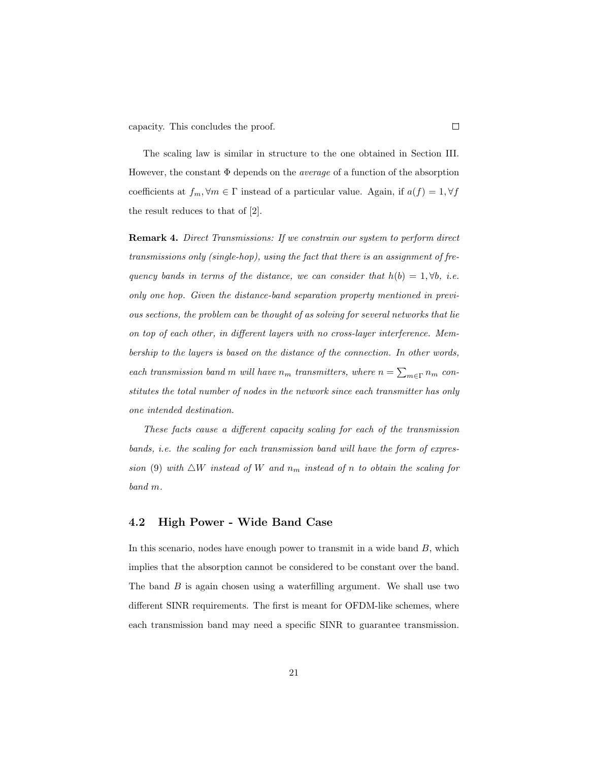capacity. This concludes the proof. □

The scaling law is similar in structure to the one obtained in Section III. However, the constant $\Phi$ depends on the *average* of a function of the absorption coefficients at $f_m, \forall m \in \Gamma$ instead of a particular value. Again, if $a(f) = 1, \forall f$ the result reduces to that of [2].

**Remark 4.** *Direct Transmissions: If we constrain our system to perform direct transmissions only (single-hop), using the fact that there is an assignment of frequency bands in terms of the distance, we can consider that $h(b) = 1, \forall b$, i.e. only one hop. Given the distance-band separation property mentioned in previous sections, the problem can be thought of as solving for several networks that lie on top of each other, in different layers with no cross-layer interference. Membership to the layers is based on the distance of the connection. In other words, each transmission band $m$ will have $n_m$ transmitters, where $n = \sum_{m\in\Gamma} n_m$ constitutes the total number of nodes in the network since each transmitter has only one intended destination.*

*These facts cause a different capacity scaling for each of the transmission bands, i.e. the scaling for each transmission band will have the form of expression (9) with $\triangle W$ instead of $W$ and $n_m$ instead of $n$ to obtain the scaling for band $m$.*

### 4.2 High Power - Wide Band Case

In this scenario, nodes have enough power to transmit in a wide band $B$, which implies that the absorption cannot be considered to be constant over the band. The band $B$ is again chosen using a waterfilling argument. We shall use two different SINR requirements. The first is meant for OFDM-like schemes, where each transmission band may need a specific SINR to guarantee transmission.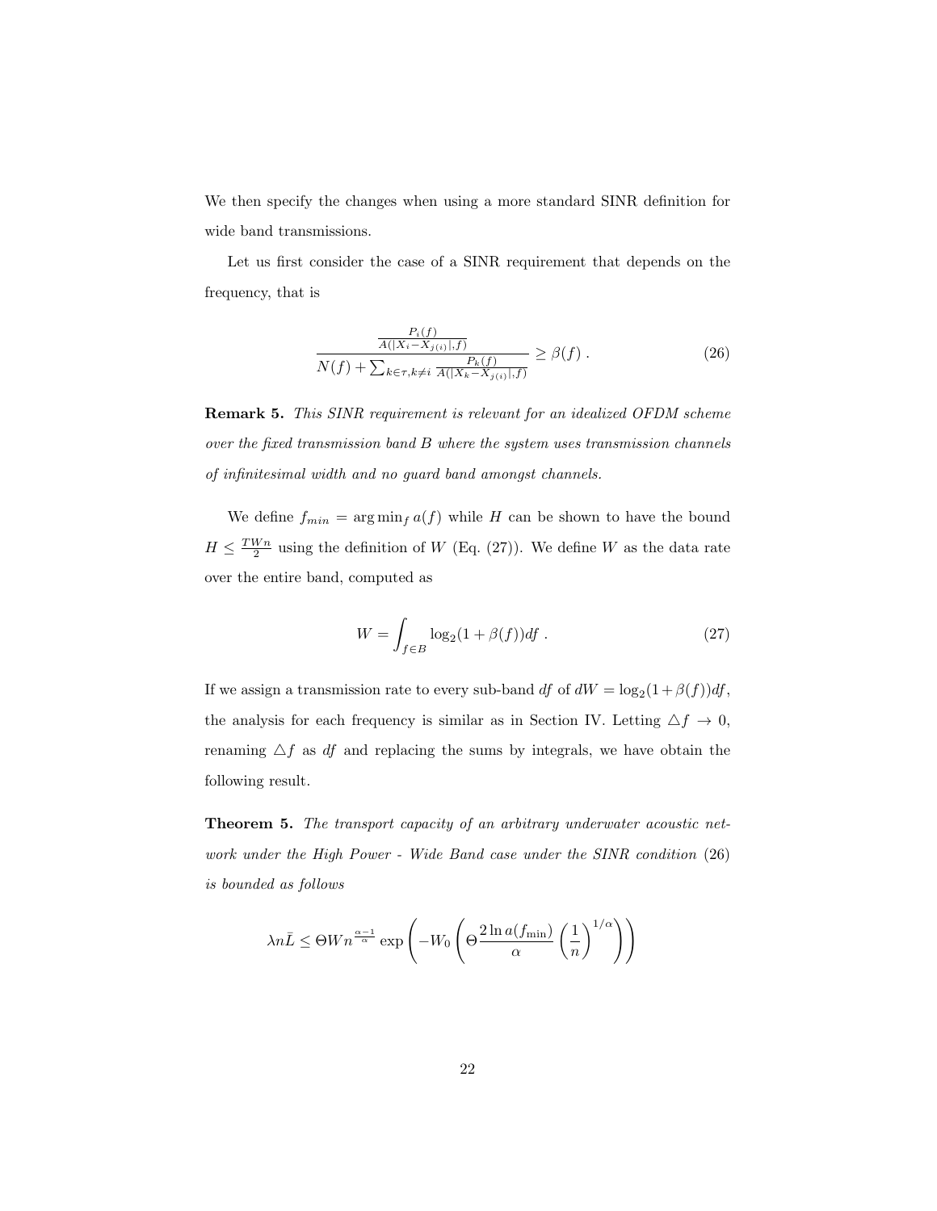We then specify the changes when using a more standard SINR definition for wide band transmissions.

Let us first consider the case of a SINR requirement that depends on the frequency, that is

$$\frac{\frac{P_i(f)}{A(|X_i - X_{j(i)}|, f)}}{N(f) + \sum_{k \in \tau, k \neq i} \frac{P_k(f)}{A(|X_k - X_{j(i)}|, f)}} \geq \beta(f) \ . \tag{26}$$

**Remark 5.** *This SINR requirement is relevant for an idealized OFDM scheme over the fixed transmission band $B$ where the system uses transmission channels of infinitesimal width and no guard band amongst channels.*

We define $f_{min} = \arg\min_f a(f)$ while $H$ can be shown to have the bound $H \leq \frac{TWn}{2}$ using the definition of $W$ (Eq. (27)). We define $W$ as the data rate over the entire band, computed as

$$W = \int_{f \in B} \log_2(1 + \beta(f)) df \ . \tag{27}$$

If we assign a transmission rate to every sub-band $df$ of $dW = \log_2(1+\beta(f))df$, the analysis for each frequency is similar as in Section IV. Letting $\triangle f \to 0$, renaming $\triangle f$ as $df$ and replacing the sums by integrals, we have obtain the following result.

**Theorem 5.** *The transport capacity of an arbitrary underwater acoustic network under the High Power - Wide Band case under the SINR condition* (26) *is bounded as follows*

$$\lambda n \bar{L} \leq \Theta W n^{\frac{\alpha-1}{\alpha}} \exp\left( -W_0 \left( \Theta \frac{2 \ln a(f_{\min})}{\alpha} \left( \frac{1}{n} \right)^{1/\alpha} \right) \right)$$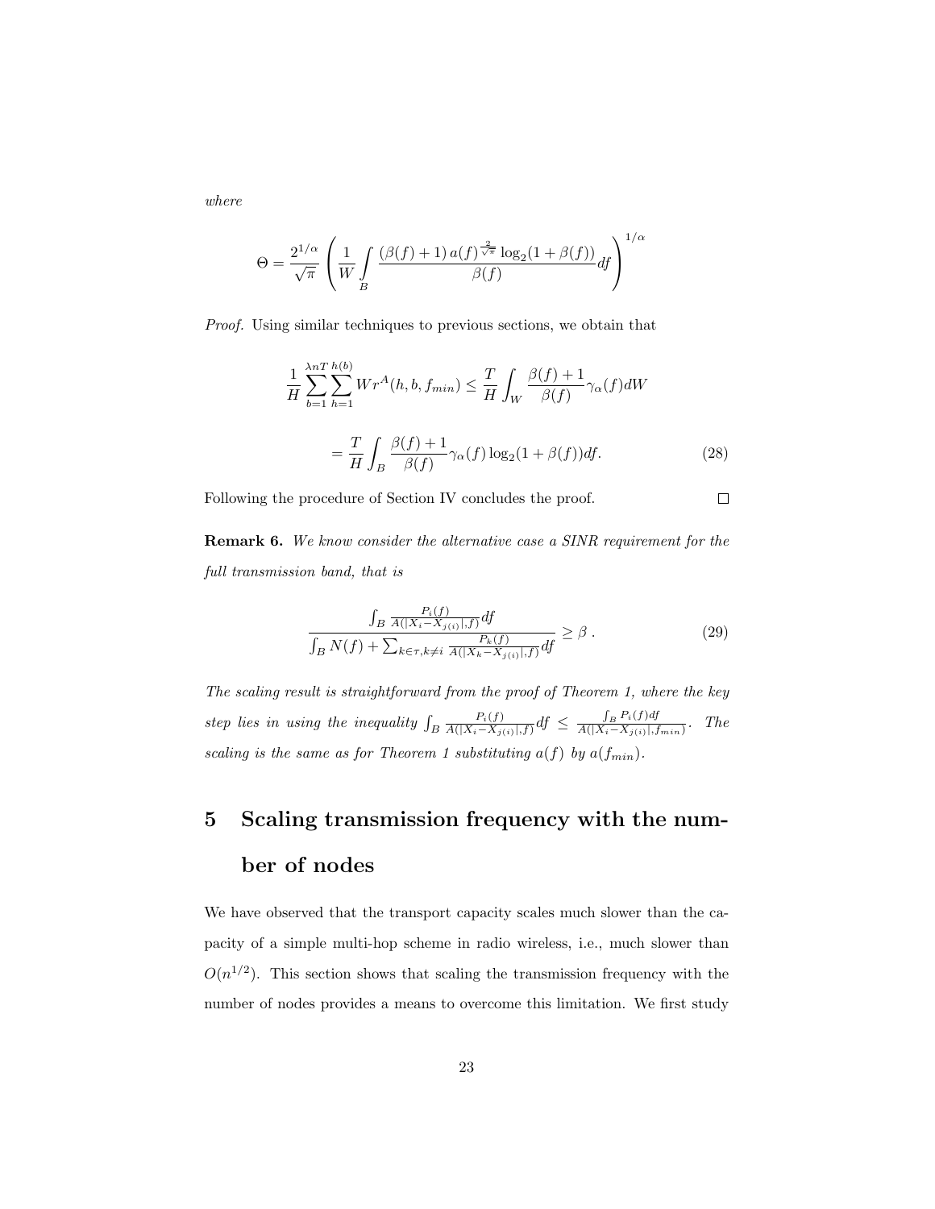*where*

$$\Theta = \frac{2^{1/\alpha}}{\sqrt{\pi}} \left( \frac{1}{W} \int\limits_{B} \frac{(\beta(f)+1)\, a(f)^{\frac{2}{\sqrt{\pi}}} \log_2(1+\beta(f))}{\beta(f)} df \right)^{1/\alpha}$$

*Proof.* Using similar techniques to previous sections, we obtain that

$$\frac{1}{H} \sum_{b=1}^{\lambda n T} \sum_{h=1}^{h(b)} W r^A(h, b, f_{min}) \leq \frac{T}{H} \int_W \frac{\beta(f)+1}{\beta(f)} \gamma_\alpha(f) dW$$

$$= \frac{T}{H} \int_B \frac{\beta(f)+1}{\beta(f)} \gamma_\alpha(f) \log_2(1+\beta(f)) df. \tag{28}$$

Following the procedure of Section IV concludes the proof. $\square$

**Remark 6.** *We know consider the alternative case a SINR requirement for the full transmission band, that is*

$$\frac{\int_B \frac{P_i(f)}{A(|X_i - X_{j(i)}|, f)} df}{\int_B N(f) + \sum_{k \in \tau, k \neq i} \frac{P_k(f)}{A(|X_k - X_{j(i)}|, f)} df} \geq \beta \; . \tag{29}$$

*The scaling result is straightforward from the proof of Theorem 1, where the key step lies in using the inequality* $\int_B \frac{P_i(f)}{A(|X_i - X_{j(i)}|, f)} df \leq \frac{\int_B P_i(f) df}{A(|X_i - X_{j(i)}|, f_{min})}$. *The scaling is the same as for Theorem 1 substituting* $a(f)$ *by* $a(f_{min})$.

# 5 Scaling transmission frequency with the number of nodes

We have observed that the transport capacity scales much slower than the capacity of a simple multi-hop scheme in radio wireless, i.e., much slower than $O(n^{1/2})$. This section shows that scaling the transmission frequency with the number of nodes provides a means to overcome this limitation. We first study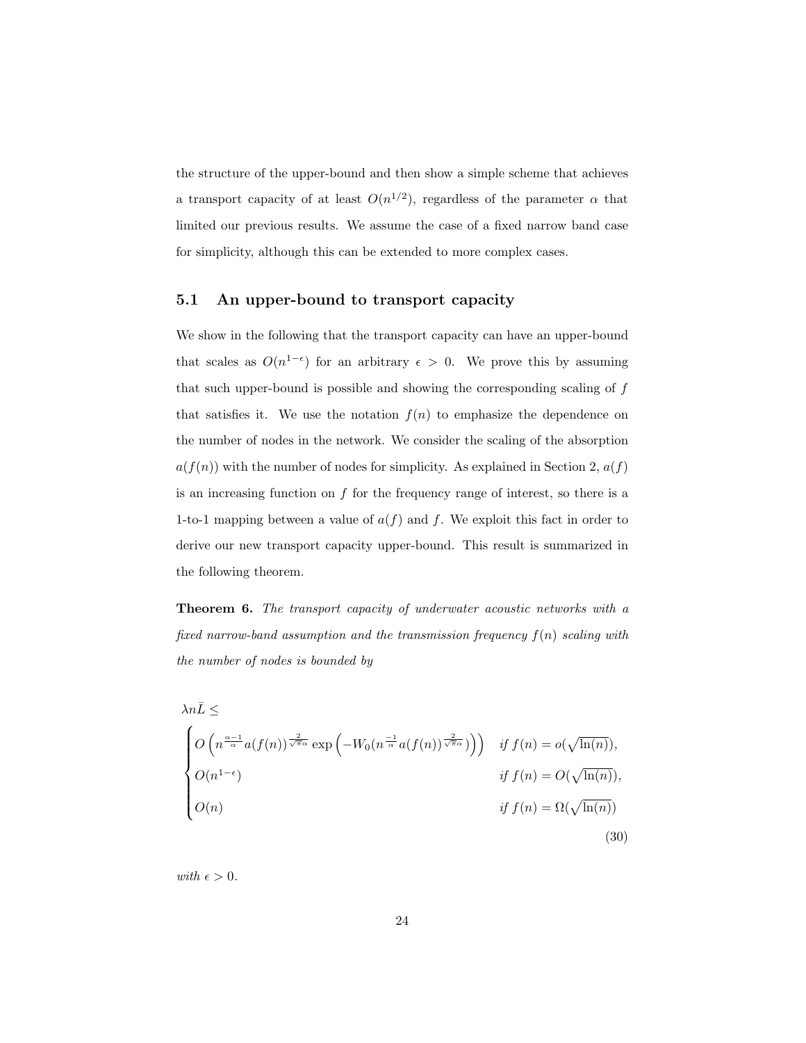the structure of the upper-bound and then show a simple scheme that achieves a transport capacity of at least $O(n^{1/2})$, regardless of the parameter $\alpha$ that limited our previous results. We assume the case of a fixed narrow band case for simplicity, although this can be extended to more complex cases.

### 5.1 An upper-bound to transport capacity

We show in the following that the transport capacity can have an upper-bound that scales as $O(n^{1-\epsilon})$ for an arbitrary $\epsilon > 0$. We prove this by assuming that such upper-bound is possible and showing the corresponding scaling of $f$ that satisfies it. We use the notation $f(n)$ to emphasize the dependence on the number of nodes in the network. We consider the scaling of the absorption $a(f(n))$ with the number of nodes for simplicity. As explained in Section 2, $a(f)$ is an increasing function on $f$ for the frequency range of interest, so there is a 1-to-1 mapping between a value of $a(f)$ and $f$. We exploit this fact in order to derive our new transport capacity upper-bound. This result is summarized in the following theorem.

**Theorem 6.** *The transport capacity of underwater acoustic networks with a fixed narrow-band assumption and the transmission frequency $f(n)$ scaling with the number of nodes is bounded by*

$$\lambda n\bar{L} \leq \begin{cases} O\left(n^{\frac{\alpha-1}{\alpha}} a(f(n))^{\frac{2}{\sqrt{\pi}\alpha}} \exp\left(-W_0(n^{\frac{-1}{\alpha}} a(f(n))^{\frac{2}{\sqrt{\pi}\alpha}})\right)\right) & \text{if } f(n) = o(\sqrt{\ln(n)}), \\ O(n^{1-\epsilon}) & \text{if } f(n) = O(\sqrt{\ln(n)}), \\ O(n) & \text{if } f(n) = \Omega(\sqrt{\ln(n)}) \end{cases} \tag{30}$$

*with $\epsilon > 0$.*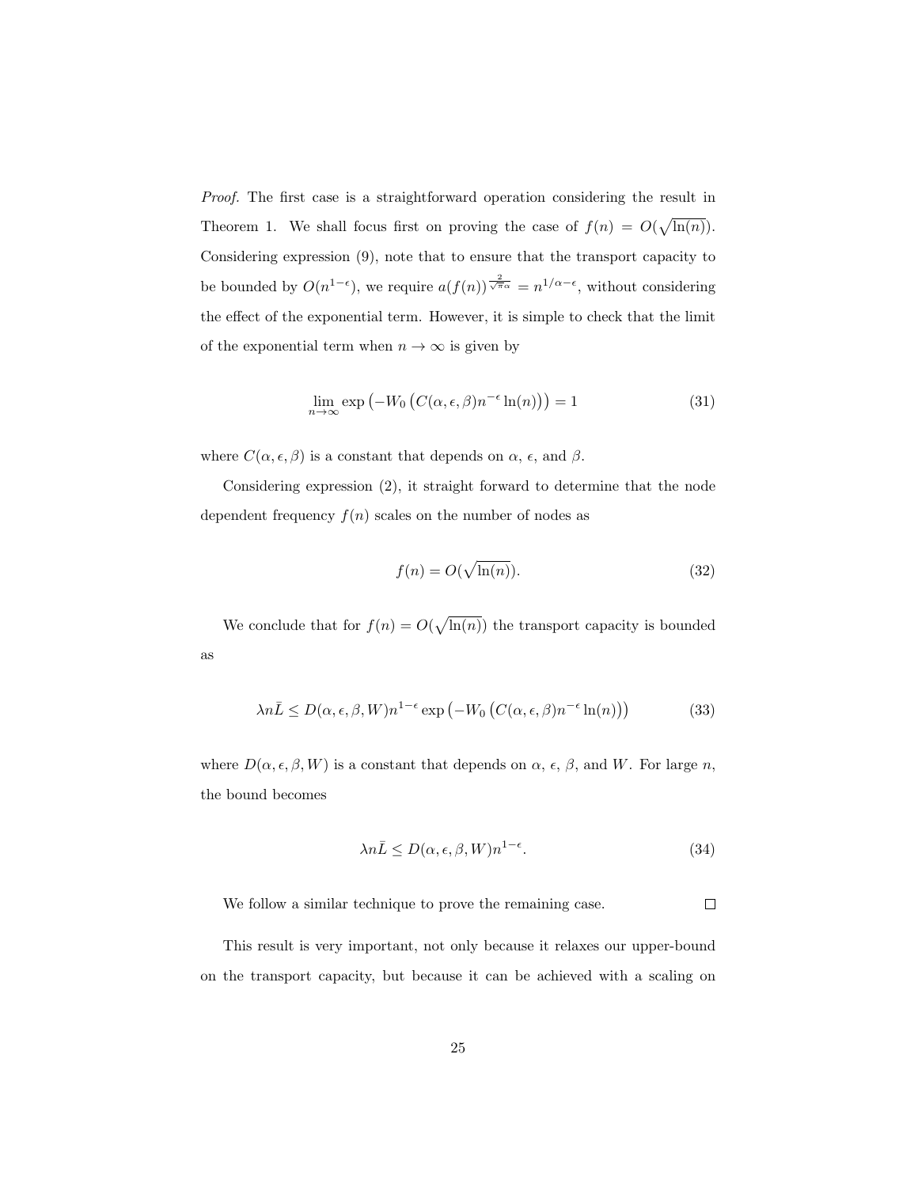*Proof.* The first case is a straightforward operation considering the result in Theorem 1. We shall focus first on proving the case of $f(n) = O(\sqrt{\ln(n)})$. Considering expression (9), note that to ensure that the transport capacity to be bounded by $O(n^{1-\epsilon})$, we require $a(f(n))^{\frac{2}{\sqrt{\pi}\alpha}} = n^{1/\alpha - \epsilon}$, without considering the effect of the exponential term. However, it is simple to check that the limit of the exponential term when $n \to \infty$ is given by

$$\lim_{n\to\infty} \exp\left(-W_0\left(C(\alpha,\epsilon,\beta)n^{-\epsilon}\ln(n)\right)\right) = 1 \tag{31}$$

where $C(\alpha, \epsilon, \beta)$ is a constant that depends on $\alpha$, $\epsilon$, and $\beta$.

Considering expression (2), it straight forward to determine that the node dependent frequency $f(n)$ scales on the number of nodes as

$$f(n) = O(\sqrt{\ln(n)}). \tag{32}$$

We conclude that for $f(n) = O(\sqrt{\ln(n)})$ the transport capacity is bounded as

$$\lambda n \bar{L} \leq D(\alpha,\epsilon,\beta,W)n^{1-\epsilon}\exp\left(-W_0\left(C(\alpha,\epsilon,\beta)n^{-\epsilon}\ln(n)\right)\right) \tag{33}$$

where $D(\alpha, \epsilon, \beta, W)$ is a constant that depends on $\alpha$, $\epsilon$, $\beta$, and $W$. For large $n$, the bound becomes

$$\lambda n \bar{L} \leq D(\alpha,\epsilon,\beta,W)n^{1-\epsilon}. \tag{34}$$

We follow a similar technique to prove the remaining case. □

This result is very important, not only because it relaxes our upper-bound on the transport capacity, but because it can be achieved with a scaling on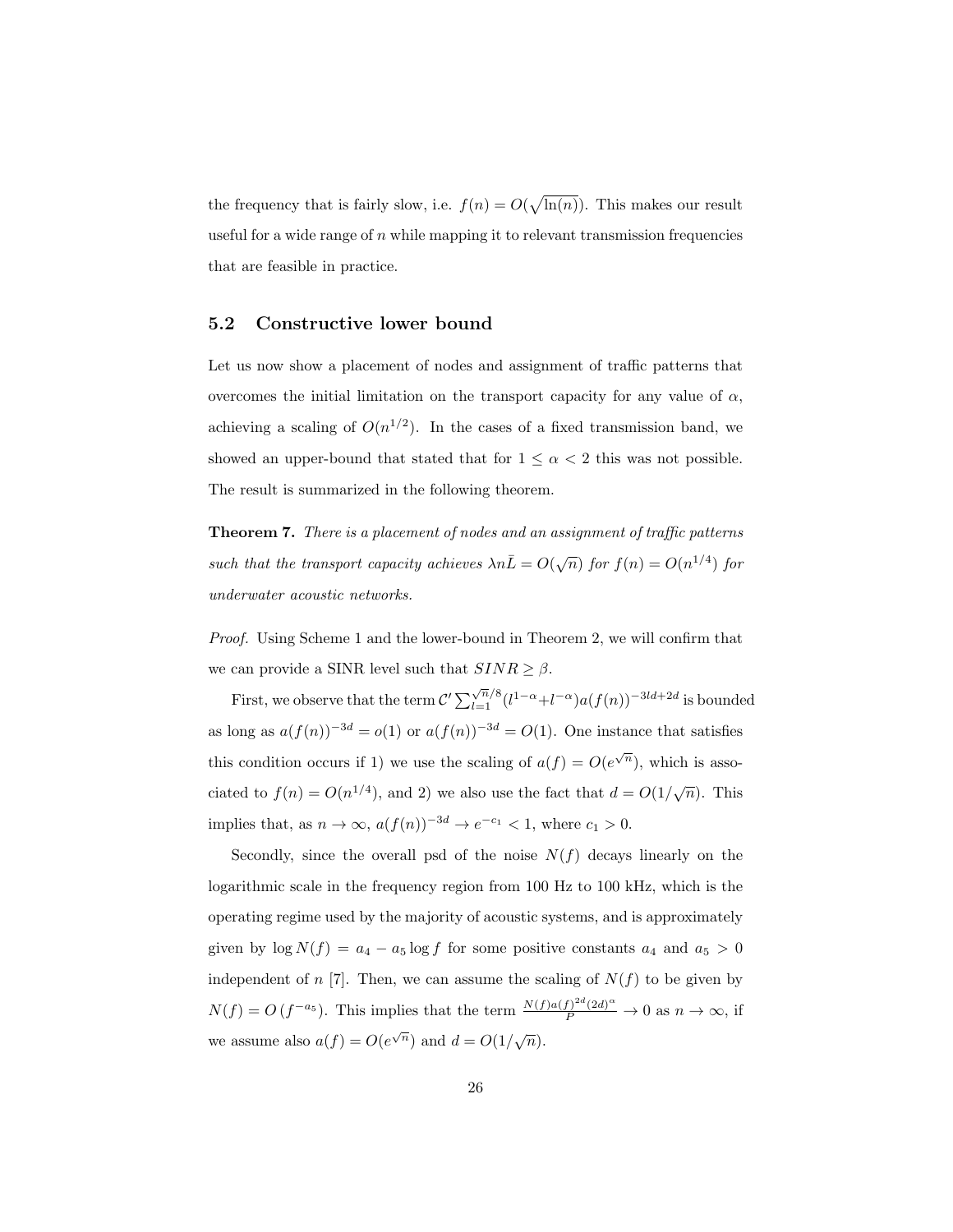the frequency that is fairly slow, i.e. $f(n) = O(\sqrt{\ln(n)})$. This makes our result useful for a wide range of $n$ while mapping it to relevant transmission frequencies that are feasible in practice.

## 5.2 Constructive lower bound

Let us now show a placement of nodes and assignment of traffic patterns that overcomes the initial limitation on the transport capacity for any value of $\alpha$, achieving a scaling of $O(n^{1/2})$. In the cases of a fixed transmission band, we showed an upper-bound that stated that for $1 \leq \alpha < 2$ this was not possible. The result is summarized in the following theorem.

**Theorem 7.** *There is a placement of nodes and an assignment of traffic patterns such that the transport capacity achieves $\lambda n \bar{L} = O(\sqrt{n})$ for $f(n) = O(n^{1/4})$ for underwater acoustic networks.*

*Proof.* Using Scheme 1 and the lower-bound in Theorem 2, we will confirm that we can provide a SINR level such that $SINR \geq \beta$.

First, we observe that the term $\mathcal{C}' \sum_{l=1}^{\sqrt{n}/8} (l^{1-\alpha} + l^{-\alpha}) a(f(n))^{-3ld+2d}$ is bounded as long as $a(f(n))^{-3d} = o(1)$ or $a(f(n))^{-3d} = O(1)$. One instance that satisfies this condition occurs if 1) we use the scaling of $a(f) = O(e^{\sqrt{n}})$, which is associated to $f(n) = O(n^{1/4})$, and 2) we also use the fact that $d = O(1/\sqrt{n})$. This implies that, as $n \to \infty$, $a(f(n))^{-3d} \to e^{-c_1} < 1$, where $c_1 > 0$.

Secondly, since the overall psd of the noise $N(f)$ decays linearly on the logarithmic scale in the frequency region from 100 Hz to 100 kHz, which is the operating regime used by the majority of acoustic systems, and is approximately given by $\log N(f) = a_4 - a_5 \log f$ for some positive constants $a_4$ and $a_5 > 0$ independent of $n$ [7]. Then, we can assume the scaling of $N(f)$ to be given by $N(f) = O\left(f^{-a_5}\right)$. This implies that the term $\frac{N(f) a(f)^{2d} (2d)^{\alpha}}{P} \to 0$ as $n \to \infty$, if we assume also $a(f) = O(e^{\sqrt{n}})$ and $d = O(1/\sqrt{n})$.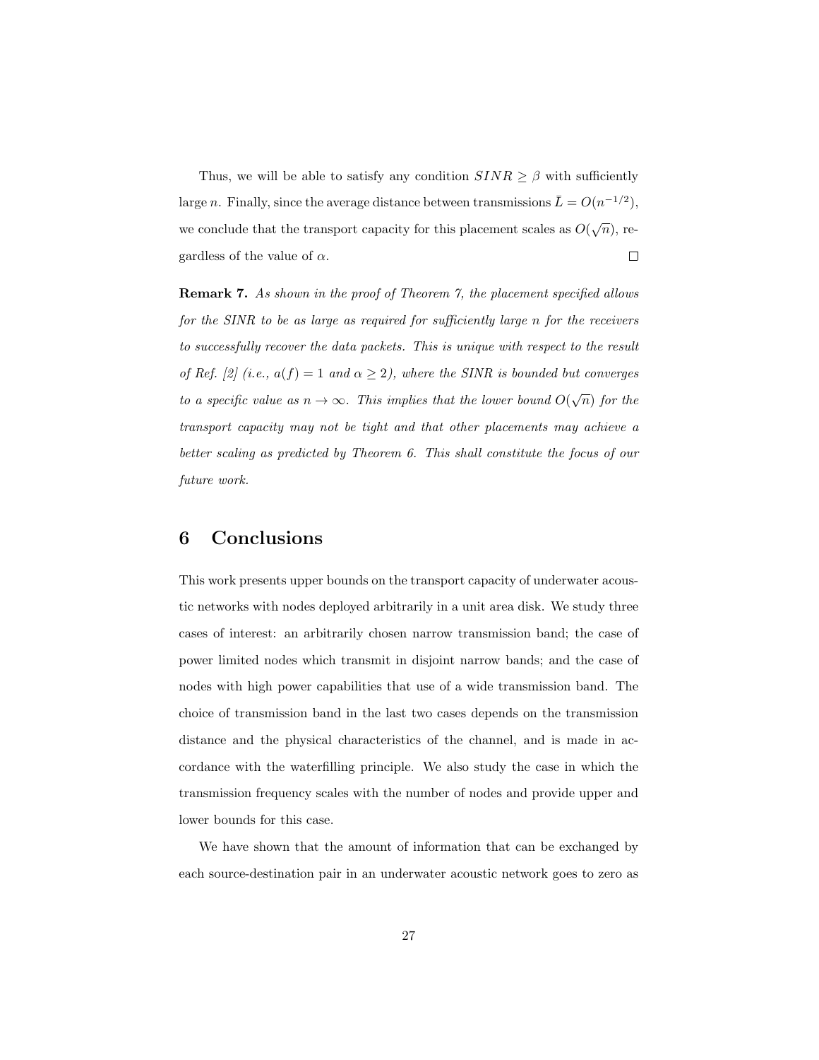Thus, we will be able to satisfy any condition $SINR \geq \beta$ with sufficiently large $n$. Finally, since the average distance between transmissions $\bar{L} = O(n^{-1/2})$, we conclude that the transport capacity for this placement scales as $O(\sqrt{n})$, regardless of the value of $\alpha$. $\square$

**Remark 7.** *As shown in the proof of Theorem 7, the placement specified allows for the SINR to be as large as required for sufficiently large $n$ for the receivers to successfully recover the data packets. This is unique with respect to the result of Ref. [2] (i.e., $a(f) = 1$ and $\alpha \geq 2$), where the SINR is bounded but converges to a specific value as $n \to \infty$. This implies that the lower bound $O(\sqrt{n})$ for the transport capacity may not be tight and that other placements may achieve a better scaling as predicted by Theorem 6. This shall constitute the focus of our future work.*

# 6 Conclusions

This work presents upper bounds on the transport capacity of underwater acoustic networks with nodes deployed arbitrarily in a unit area disk. We study three cases of interest: an arbitrarily chosen narrow transmission band; the case of power limited nodes which transmit in disjoint narrow bands; and the case of nodes with high power capabilities that use of a wide transmission band. The choice of transmission band in the last two cases depends on the transmission distance and the physical characteristics of the channel, and is made in accordance with the waterfilling principle. We also study the case in which the transmission frequency scales with the number of nodes and provide upper and lower bounds for this case.

We have shown that the amount of information that can be exchanged by each source-destination pair in an underwater acoustic network goes to zero as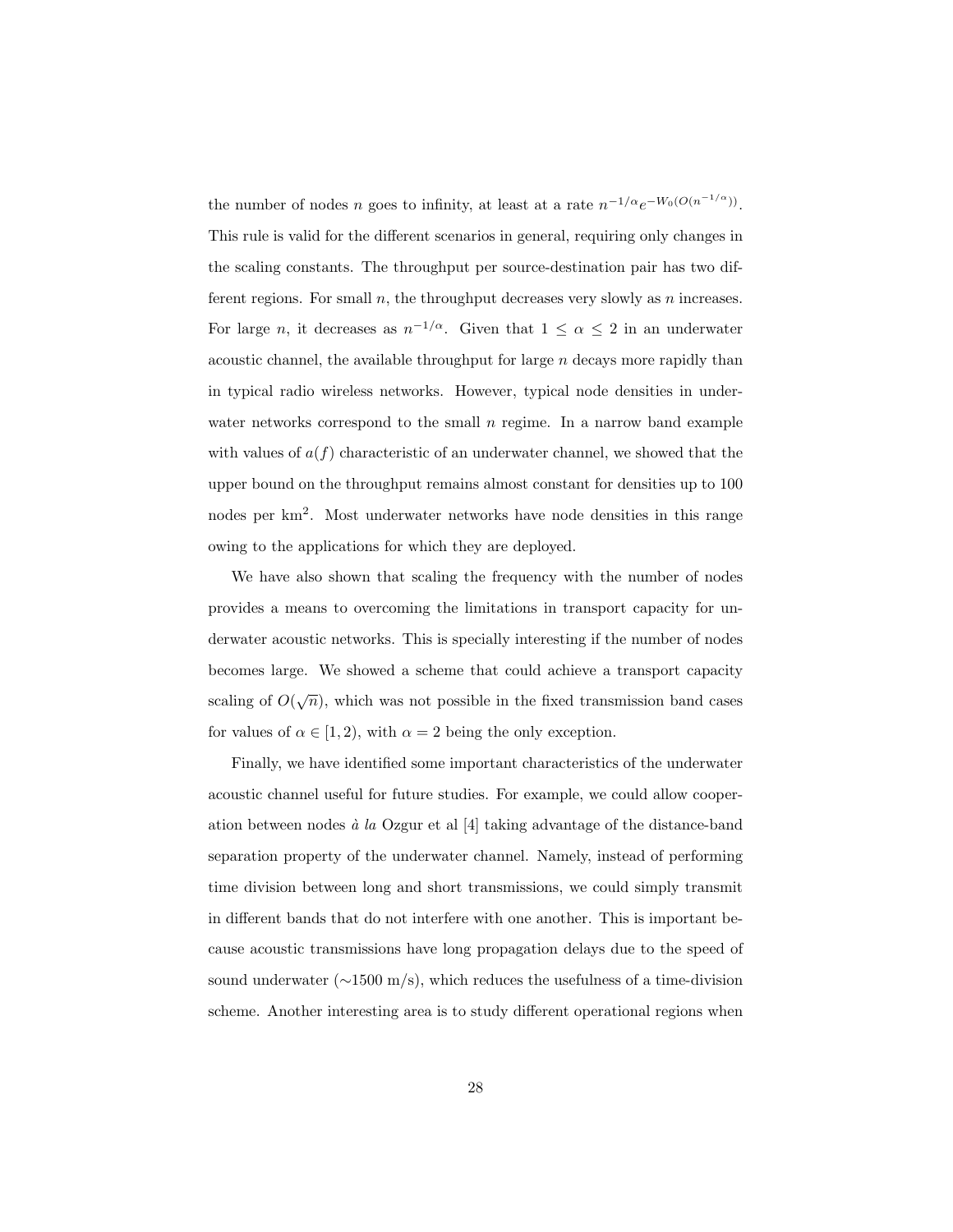the number of nodes $n$ goes to infinity, at least at a rate $n^{-1/\alpha}e^{-W_0(O(n^{-1/\alpha}))}$. This rule is valid for the different scenarios in general, requiring only changes in the scaling constants. The throughput per source-destination pair has two different regions. For small $n$, the throughput decreases very slowly as $n$ increases. For large $n$, it decreases as $n^{-1/\alpha}$. Given that $1 \leq \alpha \leq 2$ in an underwater acoustic channel, the available throughput for large $n$ decays more rapidly than in typical radio wireless networks. However, typical node densities in underwater networks correspond to the small $n$ regime. In a narrow band example with values of $a(f)$ characteristic of an underwater channel, we showed that the upper bound on the throughput remains almost constant for densities up to 100 nodes per km$^2$. Most underwater networks have node densities in this range owing to the applications for which they are deployed.

We have also shown that scaling the frequency with the number of nodes provides a means to overcoming the limitations in transport capacity for underwater acoustic networks. This is specially interesting if the number of nodes becomes large. We showed a scheme that could achieve a transport capacity scaling of $O(\sqrt{n})$, which was not possible in the fixed transmission band cases for values of $\alpha \in [1, 2)$, with $\alpha = 2$ being the only exception.

Finally, we have identified some important characteristics of the underwater acoustic channel useful for future studies. For example, we could allow cooperation between nodes *à la* Ozgur et al [4] taking advantage of the distance-band separation property of the underwater channel. Namely, instead of performing time division between long and short transmissions, we could simply transmit in different bands that do not interfere with one another. This is important because acoustic transmissions have long propagation delays due to the speed of sound underwater (∼1500 m/s), which reduces the usefulness of a time-division scheme. Another interesting area is to study different operational regions when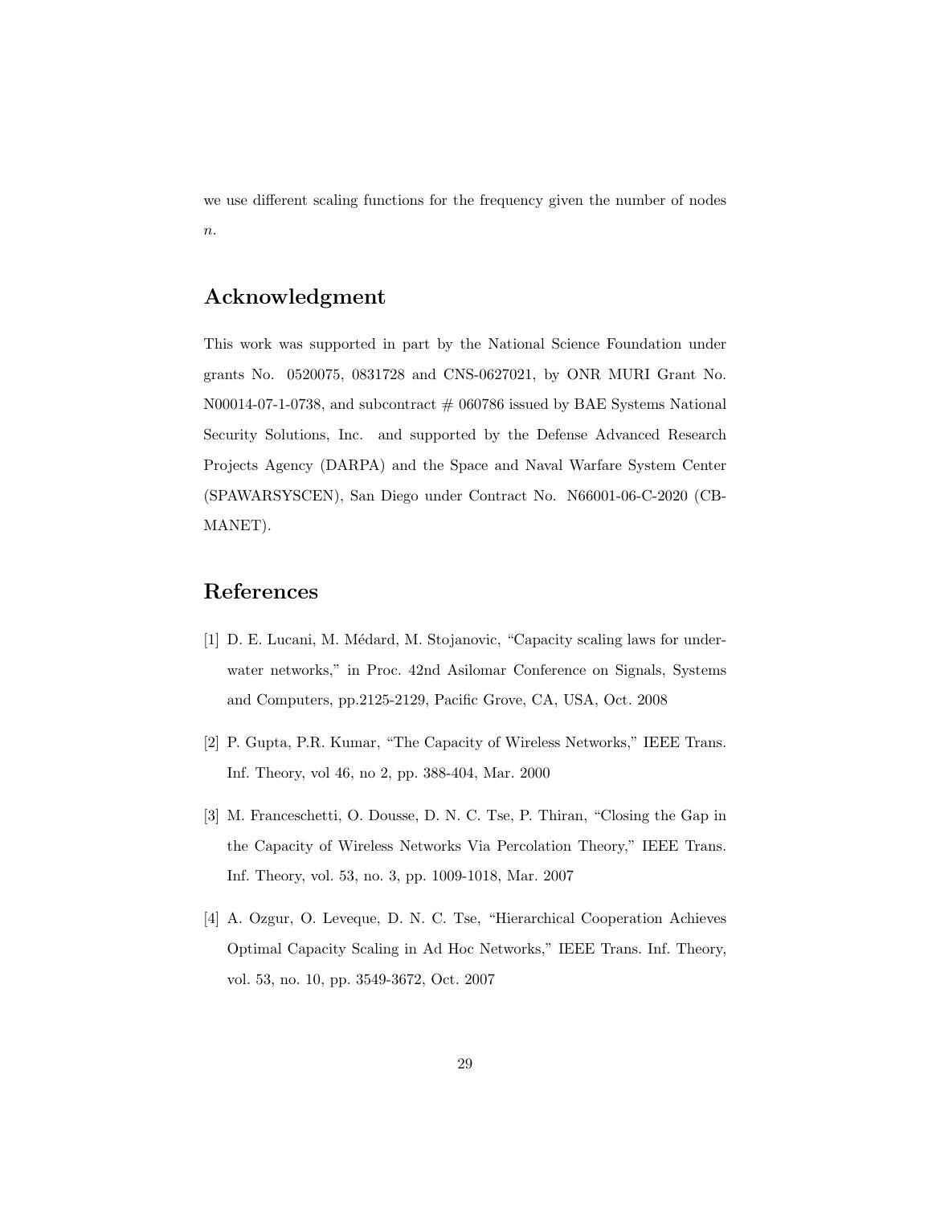we use different scaling functions for the frequency given the number of nodes $n$.

## Acknowledgment

This work was supported in part by the National Science Foundation under grants No. 0520075, 0831728 and CNS-0627021, by ONR MURI Grant No. N00014-07-1-0738, and subcontract # 060786 issued by BAE Systems National Security Solutions, Inc. and supported by the Defense Advanced Research Projects Agency (DARPA) and the Space and Naval Warfare System Center (SPAWARSYSCEN), San Diego under Contract No. N66001-06-C-2020 (CB-MANET).

## References

[1] D. E. Lucani, M. Médard, M. Stojanovic, "Capacity scaling laws for underwater networks," in Proc. 42nd Asilomar Conference on Signals, Systems and Computers, pp.2125-2129, Pacific Grove, CA, USA, Oct. 2008

[2] P. Gupta, P.R. Kumar, "The Capacity of Wireless Networks," IEEE Trans. Inf. Theory, vol 46, no 2, pp. 388-404, Mar. 2000

[3] M. Franceschetti, O. Dousse, D. N. C. Tse, P. Thiran, "Closing the Gap in the Capacity of Wireless Networks Via Percolation Theory," IEEE Trans. Inf. Theory, vol. 53, no. 3, pp. 1009-1018, Mar. 2007

[4] A. Ozgur, O. Leveque, D. N. C. Tse, "Hierarchical Cooperation Achieves Optimal Capacity Scaling in Ad Hoc Networks," IEEE Trans. Inf. Theory, vol. 53, no. 10, pp. 3549-3672, Oct. 2007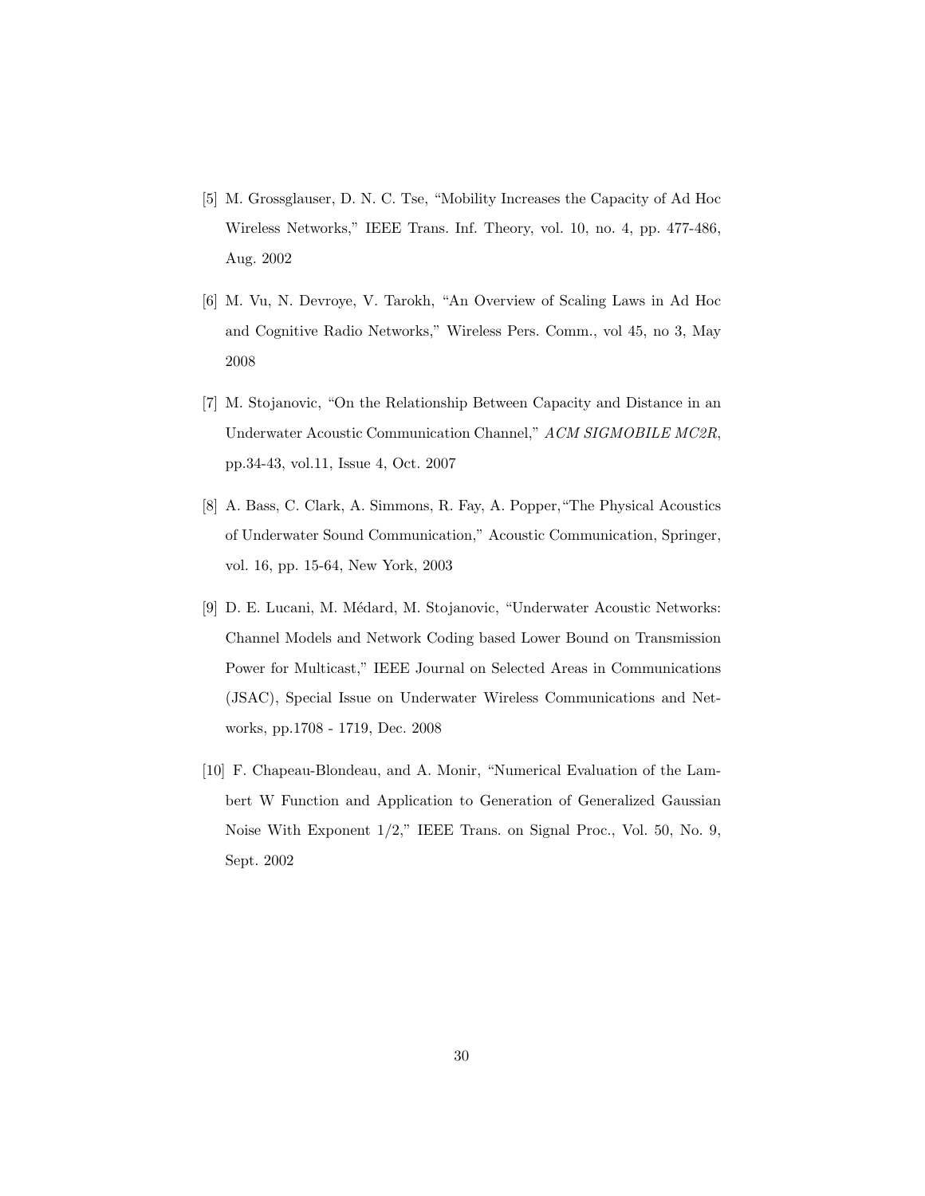[5] M. Grossglauser, D. N. C. Tse, "Mobility Increases the Capacity of Ad Hoc Wireless Networks," IEEE Trans. Inf. Theory, vol. 10, no. 4, pp. 477-486, Aug. 2002

[6] M. Vu, N. Devroye, V. Tarokh, "An Overview of Scaling Laws in Ad Hoc and Cognitive Radio Networks," Wireless Pers. Comm., vol 45, no 3, May 2008

[7] M. Stojanovic, "On the Relationship Between Capacity and Distance in an Underwater Acoustic Communication Channel," *ACM SIGMOBILE MC2R*, pp.34-43, vol.11, Issue 4, Oct. 2007

[8] A. Bass, C. Clark, A. Simmons, R. Fay, A. Popper,"The Physical Acoustics of Underwater Sound Communication," Acoustic Communication, Springer, vol. 16, pp. 15-64, New York, 2003

[9] D. E. Lucani, M. Médard, M. Stojanovic, "Underwater Acoustic Networks: Channel Models and Network Coding based Lower Bound on Transmission Power for Multicast," IEEE Journal on Selected Areas in Communications (JSAC), Special Issue on Underwater Wireless Communications and Networks, pp.1708 - 1719, Dec. 2008

[10] F. Chapeau-Blondeau, and A. Monir, "Numerical Evaluation of the Lambert W Function and Application to Generation of Generalized Gaussian Noise With Exponent 1/2," IEEE Trans. on Signal Proc., Vol. 50, No. 9, Sept. 2002